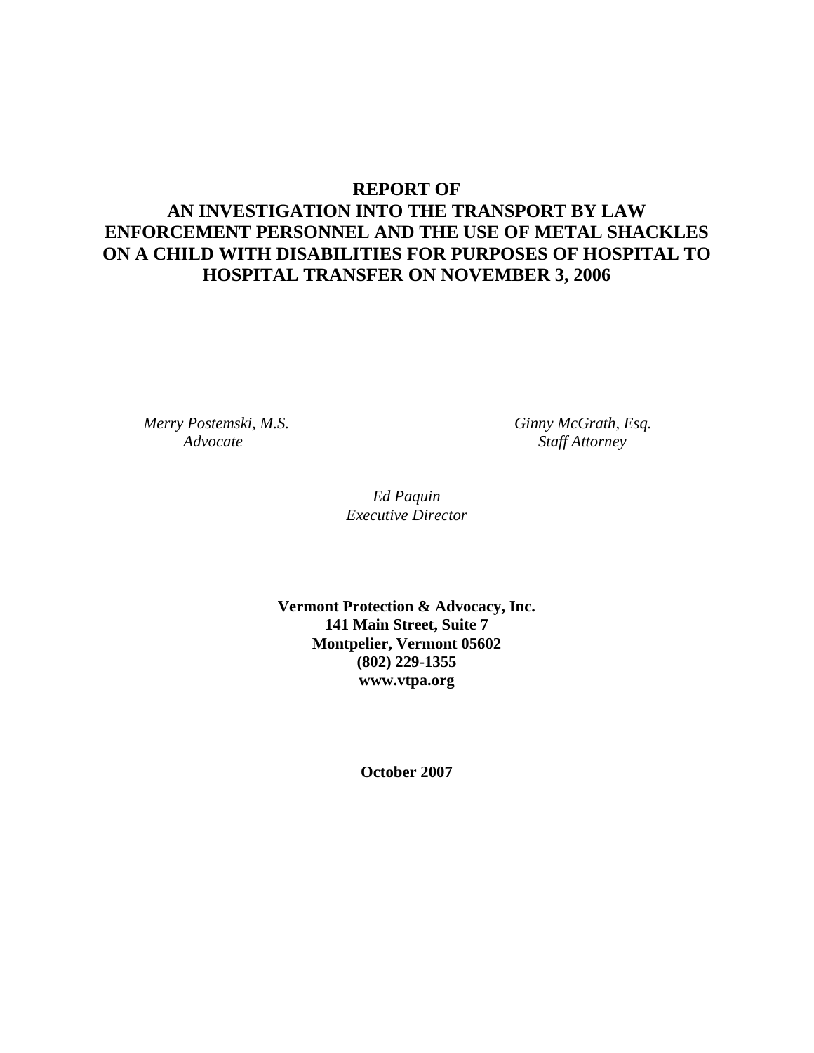# REPORT OF
# AN INVESTIGATION INTO THE TRANSPORT BY LAW ENFORCEMENT PERSONNEL AND THE USE OF METAL SHACKLES ON A CHILD WITH DISABILITIES FOR PURPOSES OF HOSPITAL TO HOSPITAL TRANSFER ON NOVEMBER 3, 2006

*Merry Postemski, M.S.*
*Advocate*

*Ginny McGrath, Esq.*
*Staff Attorney*

*Ed Paquin*
*Executive Director*

**Vermont Protection & Advocacy, Inc.**
**141 Main Street, Suite 7**
**Montpelier, Vermont 05602**
**(802) 229-1355**
**www.vtpa.org**

**October 2007**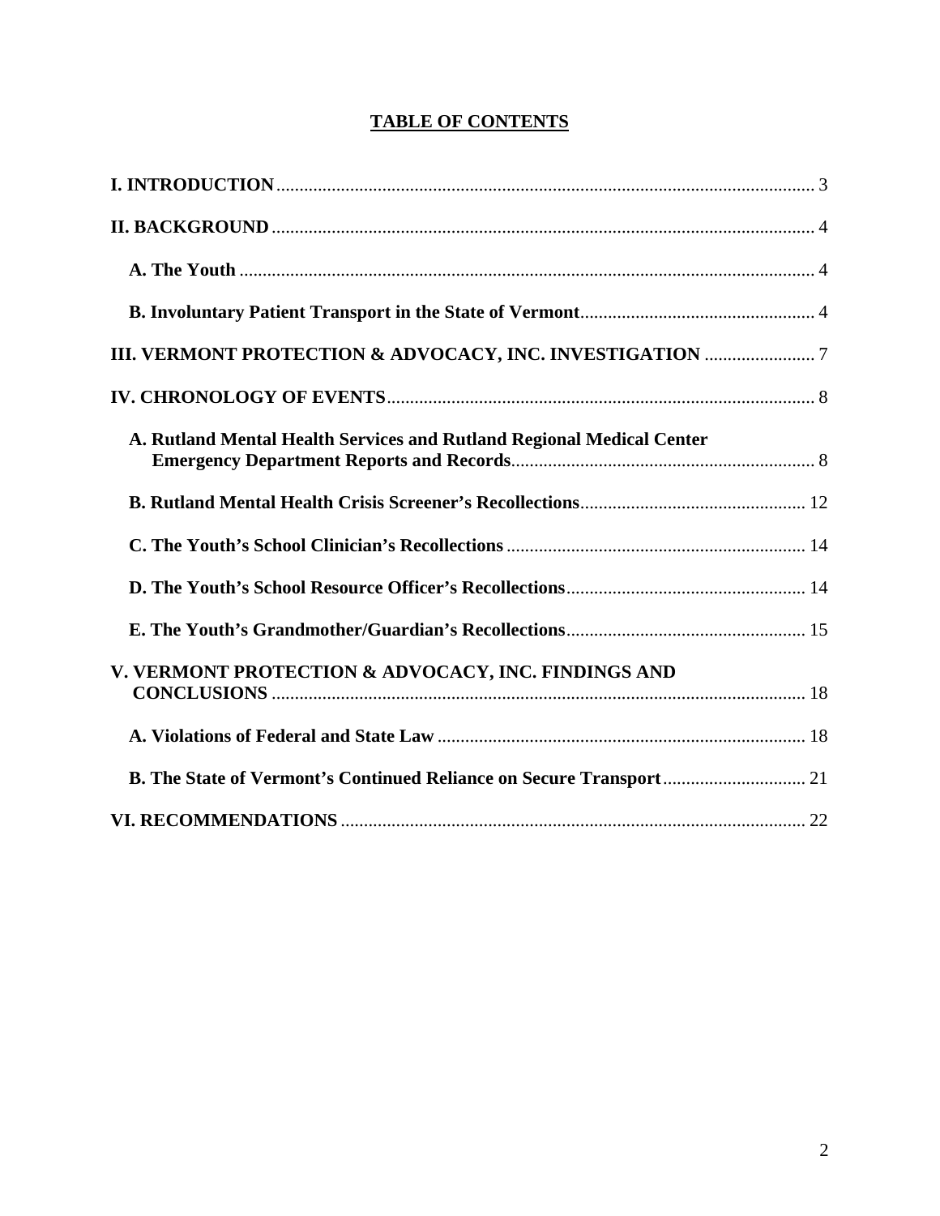## TABLE OF CONTENTS

**I. INTRODUCTION** .......... 3

**II. BACKGROUND** .......... 4

- **A. The Youth** .......... 4
- **B. Involuntary Patient Transport in the State of Vermont** .......... 4

**III. VERMONT PROTECTION & ADVOCACY, INC. INVESTIGATION** .......... 7

**IV. CHRONOLOGY OF EVENTS** .......... 8

- **A. Rutland Mental Health Services and Rutland Regional Medical Center Emergency Department Reports and Records** .......... 8
- **B. Rutland Mental Health Crisis Screener's Recollections** .......... 12
- **C. The Youth's School Clinician's Recollections** .......... 14
- **D. The Youth's School Resource Officer's Recollections** .......... 14
- **E. The Youth's Grandmother/Guardian's Recollections** .......... 15

**V. VERMONT PROTECTION & ADVOCACY, INC. FINDINGS AND CONCLUSIONS** .......... 18

- **A. Violations of Federal and State Law** .......... 18
- **B. The State of Vermont's Continued Reliance on Secure Transport** .......... 21

**VI. RECOMMENDATIONS** .......... 22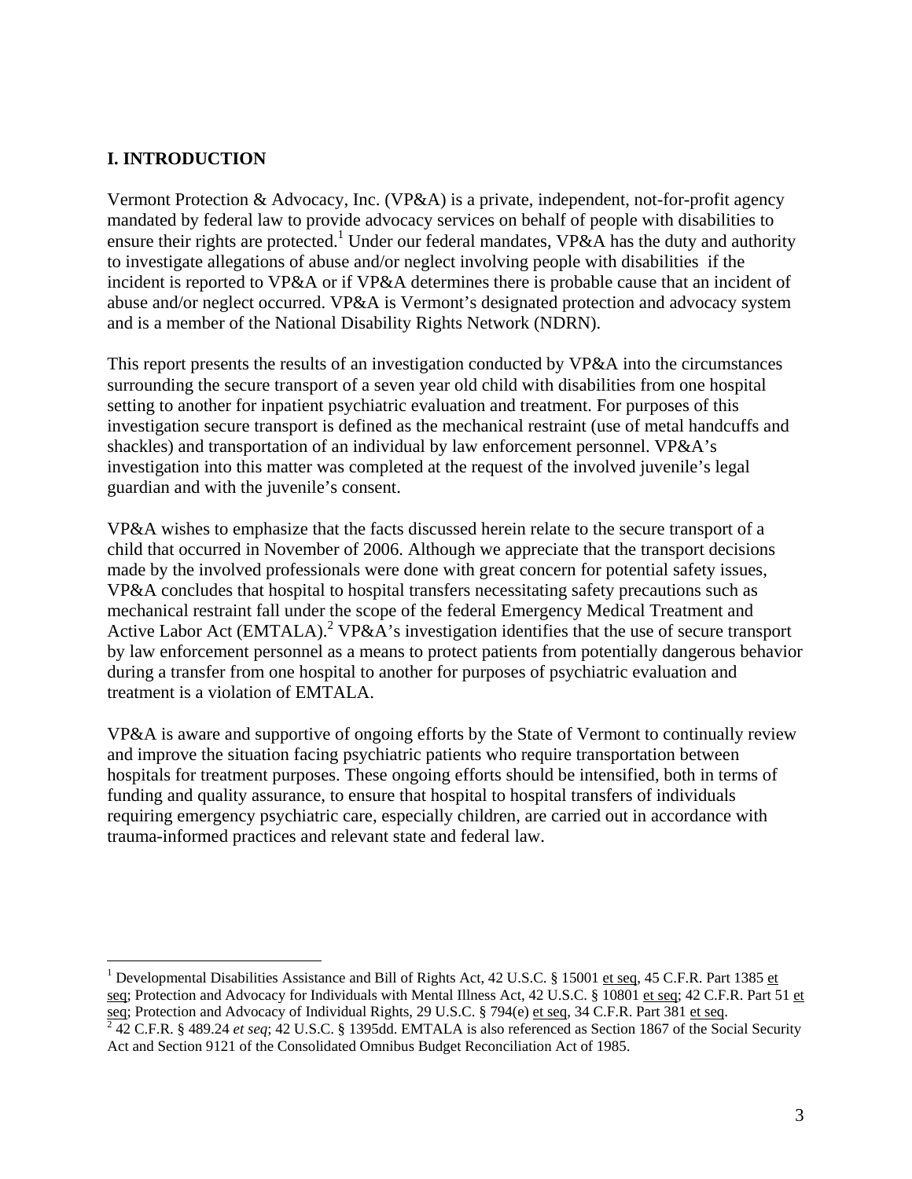## I. INTRODUCTION

Vermont Protection & Advocacy, Inc. (VP&A) is a private, independent, not-for-profit agency mandated by federal law to provide advocacy services on behalf of people with disabilities to ensure their rights are protected.[1] Under our federal mandates, VP&A has the duty and authority to investigate allegations of abuse and/or neglect involving people with disabilities if the incident is reported to VP&A or if VP&A determines there is probable cause that an incident of abuse and/or neglect occurred. VP&A is Vermont's designated protection and advocacy system and is a member of the National Disability Rights Network (NDRN).

This report presents the results of an investigation conducted by VP&A into the circumstances surrounding the secure transport of a seven year old child with disabilities from one hospital setting to another for inpatient psychiatric evaluation and treatment. For purposes of this investigation secure transport is defined as the mechanical restraint (use of metal handcuffs and shackles) and transportation of an individual by law enforcement personnel. VP&A's investigation into this matter was completed at the request of the involved juvenile's legal guardian and with the juvenile's consent.

VP&A wishes to emphasize that the facts discussed herein relate to the secure transport of a child that occurred in November of 2006. Although we appreciate that the transport decisions made by the involved professionals were done with great concern for potential safety issues, VP&A concludes that hospital to hospital transfers necessitating safety precautions such as mechanical restraint fall under the scope of the federal Emergency Medical Treatment and Active Labor Act (EMTALA).[2] VP&A's investigation identifies that the use of secure transport by law enforcement personnel as a means to protect patients from potentially dangerous behavior during a transfer from one hospital to another for purposes of psychiatric evaluation and treatment is a violation of EMTALA.

VP&A is aware and supportive of ongoing efforts by the State of Vermont to continually review and improve the situation facing psychiatric patients who require transportation between hospitals for treatment purposes. These ongoing efforts should be intensified, both in terms of funding and quality assurance, to ensure that hospital to hospital transfers of individuals requiring emergency psychiatric care, especially children, are carried out in accordance with trauma-informed practices and relevant state and federal law.

---

[1] Developmental Disabilities Assistance and Bill of Rights Act, 42 U.S.C. § 15001 et seq, 45 C.F.R. Part 1385 et seq; Protection and Advocacy for Individuals with Mental Illness Act, 42 U.S.C. § 10801 et seq; 42 C.F.R. Part 51 et seq; Protection and Advocacy of Individual Rights, 29 U.S.C. § 794(e) et seq, 34 C.F.R. Part 381 et seq.

[2] 42 C.F.R. § 489.24 *et seq*; 42 U.S.C. § 1395dd. EMTALA is also referenced as Section 1867 of the Social Security Act and Section 9121 of the Consolidated Omnibus Budget Reconciliation Act of 1985.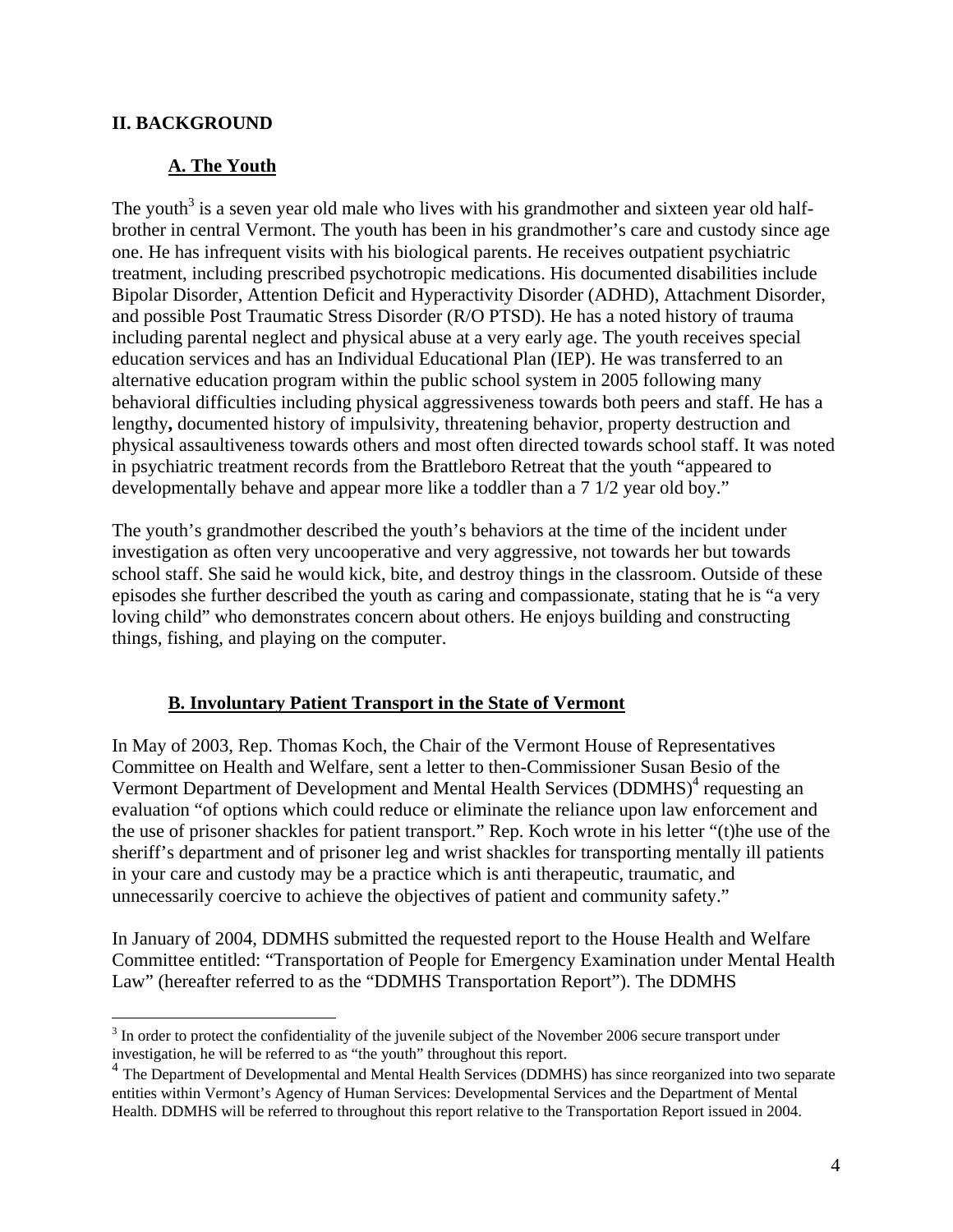## II. BACKGROUND

### A. The Youth

The youth[3] is a seven year old male who lives with his grandmother and sixteen year old half-brother in central Vermont. The youth has been in his grandmother's care and custody since age one. He has infrequent visits with his biological parents. He receives outpatient psychiatric treatment, including prescribed psychotropic medications. His documented disabilities include Bipolar Disorder, Attention Deficit and Hyperactivity Disorder (ADHD), Attachment Disorder, and possible Post Traumatic Stress Disorder (R/O PTSD). He has a noted history of trauma including parental neglect and physical abuse at a very early age. The youth receives special education services and has an Individual Educational Plan (IEP). He was transferred to an alternative education program within the public school system in 2005 following many behavioral difficulties including physical aggressiveness towards both peers and staff. He has a lengthy**,** documented history of impulsivity, threatening behavior, property destruction and physical assaultiveness towards others and most often directed towards school staff. It was noted in psychiatric treatment records from the Brattleboro Retreat that the youth "appeared to developmentally behave and appear more like a toddler than a 7 1/2 year old boy."

The youth's grandmother described the youth's behaviors at the time of the incident under investigation as often very uncooperative and very aggressive, not towards her but towards school staff. She said he would kick, bite, and destroy things in the classroom. Outside of these episodes she further described the youth as caring and compassionate, stating that he is "a very loving child" who demonstrates concern about others. He enjoys building and constructing things, fishing, and playing on the computer.

### B. Involuntary Patient Transport in the State of Vermont

In May of 2003, Rep. Thomas Koch, the Chair of the Vermont House of Representatives Committee on Health and Welfare, sent a letter to then-Commissioner Susan Besio of the Vermont Department of Development and Mental Health Services (DDMHS)[4] requesting an evaluation "of options which could reduce or eliminate the reliance upon law enforcement and the use of prisoner shackles for patient transport." Rep. Koch wrote in his letter "(t)he use of the sheriff's department and of prisoner leg and wrist shackles for transporting mentally ill patients in your care and custody may be a practice which is anti therapeutic, traumatic, and unnecessarily coercive to achieve the objectives of patient and community safety."

In January of 2004, DDMHS submitted the requested report to the House Health and Welfare Committee entitled: "Transportation of People for Emergency Examination under Mental Health Law" (hereafter referred to as the "DDMHS Transportation Report"). The DDMHS

---

[3] In order to protect the confidentiality of the juvenile subject of the November 2006 secure transport under investigation, he will be referred to as "the youth" throughout this report.

[4] The Department of Developmental and Mental Health Services (DDMHS) has since reorganized into two separate entities within Vermont's Agency of Human Services: Developmental Services and the Department of Mental Health. DDMHS will be referred to throughout this report relative to the Transportation Report issued in 2004.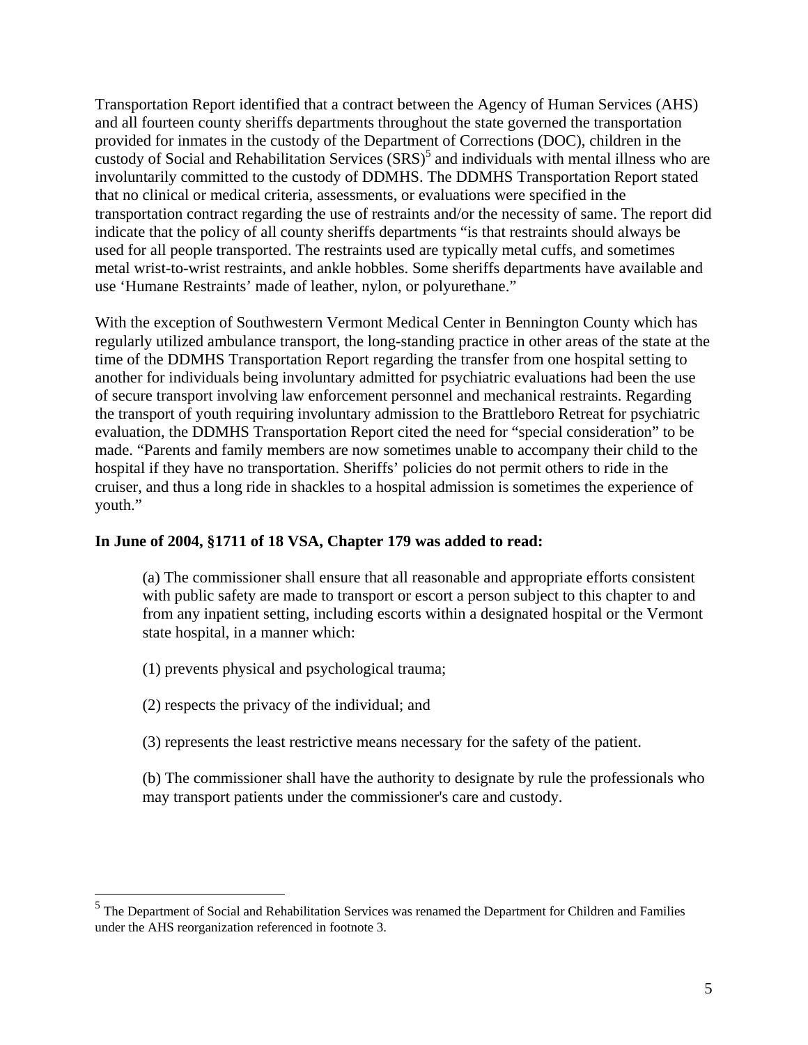Transportation Report identified that a contract between the Agency of Human Services (AHS) and all fourteen county sheriffs departments throughout the state governed the transportation provided for inmates in the custody of the Department of Corrections (DOC), children in the custody of Social and Rehabilitation Services (SRS)[5] and individuals with mental illness who are involuntarily committed to the custody of DDMHS. The DDMHS Transportation Report stated that no clinical or medical criteria, assessments, or evaluations were specified in the transportation contract regarding the use of restraints and/or the necessity of same. The report did indicate that the policy of all county sheriffs departments "is that restraints should always be used for all people transported. The restraints used are typically metal cuffs, and sometimes metal wrist-to-wrist restraints, and ankle hobbles. Some sheriffs departments have available and use 'Humane Restraints' made of leather, nylon, or polyurethane."

With the exception of Southwestern Vermont Medical Center in Bennington County which has regularly utilized ambulance transport, the long-standing practice in other areas of the state at the time of the DDMHS Transportation Report regarding the transfer from one hospital setting to another for individuals being involuntary admitted for psychiatric evaluations had been the use of secure transport involving law enforcement personnel and mechanical restraints. Regarding the transport of youth requiring involuntary admission to the Brattleboro Retreat for psychiatric evaluation, the DDMHS Transportation Report cited the need for "special consideration" to be made. "Parents and family members are now sometimes unable to accompany their child to the hospital if they have no transportation. Sheriffs' policies do not permit others to ride in the cruiser, and thus a long ride in shackles to a hospital admission is sometimes the experience of youth."

**In June of 2004, §1711 of 18 VSA, Chapter 179 was added to read:**

> (a) The commissioner shall ensure that all reasonable and appropriate efforts consistent with public safety are made to transport or escort a person subject to this chapter to and from any inpatient setting, including escorts within a designated hospital or the Vermont state hospital, in a manner which:
>
> (1) prevents physical and psychological trauma;
>
> (2) respects the privacy of the individual; and
>
> (3) represents the least restrictive means necessary for the safety of the patient.
>
> (b) The commissioner shall have the authority to designate by rule the professionals who may transport patients under the commissioner's care and custody.

---

[5] The Department of Social and Rehabilitation Services was renamed the Department for Children and Families under the AHS reorganization referenced in footnote 3.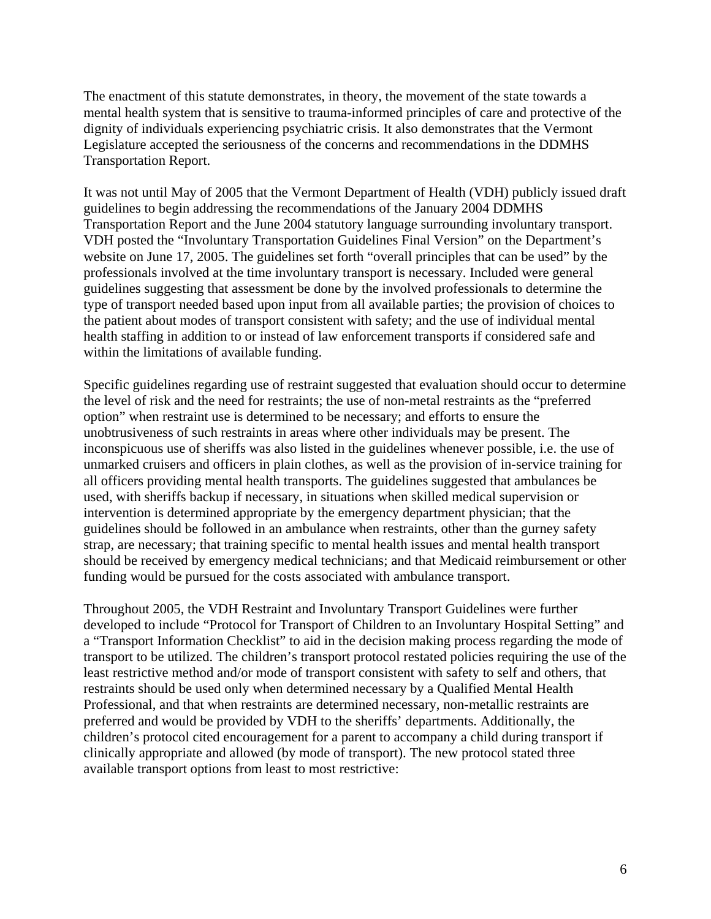The enactment of this statute demonstrates, in theory, the movement of the state towards a mental health system that is sensitive to trauma-informed principles of care and protective of the dignity of individuals experiencing psychiatric crisis. It also demonstrates that the Vermont Legislature accepted the seriousness of the concerns and recommendations in the DDMHS Transportation Report.

It was not until May of 2005 that the Vermont Department of Health (VDH) publicly issued draft guidelines to begin addressing the recommendations of the January 2004 DDMHS Transportation Report and the June 2004 statutory language surrounding involuntary transport. VDH posted the "Involuntary Transportation Guidelines Final Version" on the Department's website on June 17, 2005. The guidelines set forth "overall principles that can be used" by the professionals involved at the time involuntary transport is necessary. Included were general guidelines suggesting that assessment be done by the involved professionals to determine the type of transport needed based upon input from all available parties; the provision of choices to the patient about modes of transport consistent with safety; and the use of individual mental health staffing in addition to or instead of law enforcement transports if considered safe and within the limitations of available funding.

Specific guidelines regarding use of restraint suggested that evaluation should occur to determine the level of risk and the need for restraints; the use of non-metal restraints as the "preferred option" when restraint use is determined to be necessary; and efforts to ensure the unobtrusiveness of such restraints in areas where other individuals may be present. The inconspicuous use of sheriffs was also listed in the guidelines whenever possible, i.e. the use of unmarked cruisers and officers in plain clothes, as well as the provision of in-service training for all officers providing mental health transports. The guidelines suggested that ambulances be used, with sheriffs backup if necessary, in situations when skilled medical supervision or intervention is determined appropriate by the emergency department physician; that the guidelines should be followed in an ambulance when restraints, other than the gurney safety strap, are necessary; that training specific to mental health issues and mental health transport should be received by emergency medical technicians; and that Medicaid reimbursement or other funding would be pursued for the costs associated with ambulance transport.

Throughout 2005, the VDH Restraint and Involuntary Transport Guidelines were further developed to include "Protocol for Transport of Children to an Involuntary Hospital Setting" and a "Transport Information Checklist" to aid in the decision making process regarding the mode of transport to be utilized. The children's transport protocol restated policies requiring the use of the least restrictive method and/or mode of transport consistent with safety to self and others, that restraints should be used only when determined necessary by a Qualified Mental Health Professional, and that when restraints are determined necessary, non-metallic restraints are preferred and would be provided by VDH to the sheriffs' departments. Additionally, the children's protocol cited encouragement for a parent to accompany a child during transport if clinically appropriate and allowed (by mode of transport). The new protocol stated three available transport options from least to most restrictive: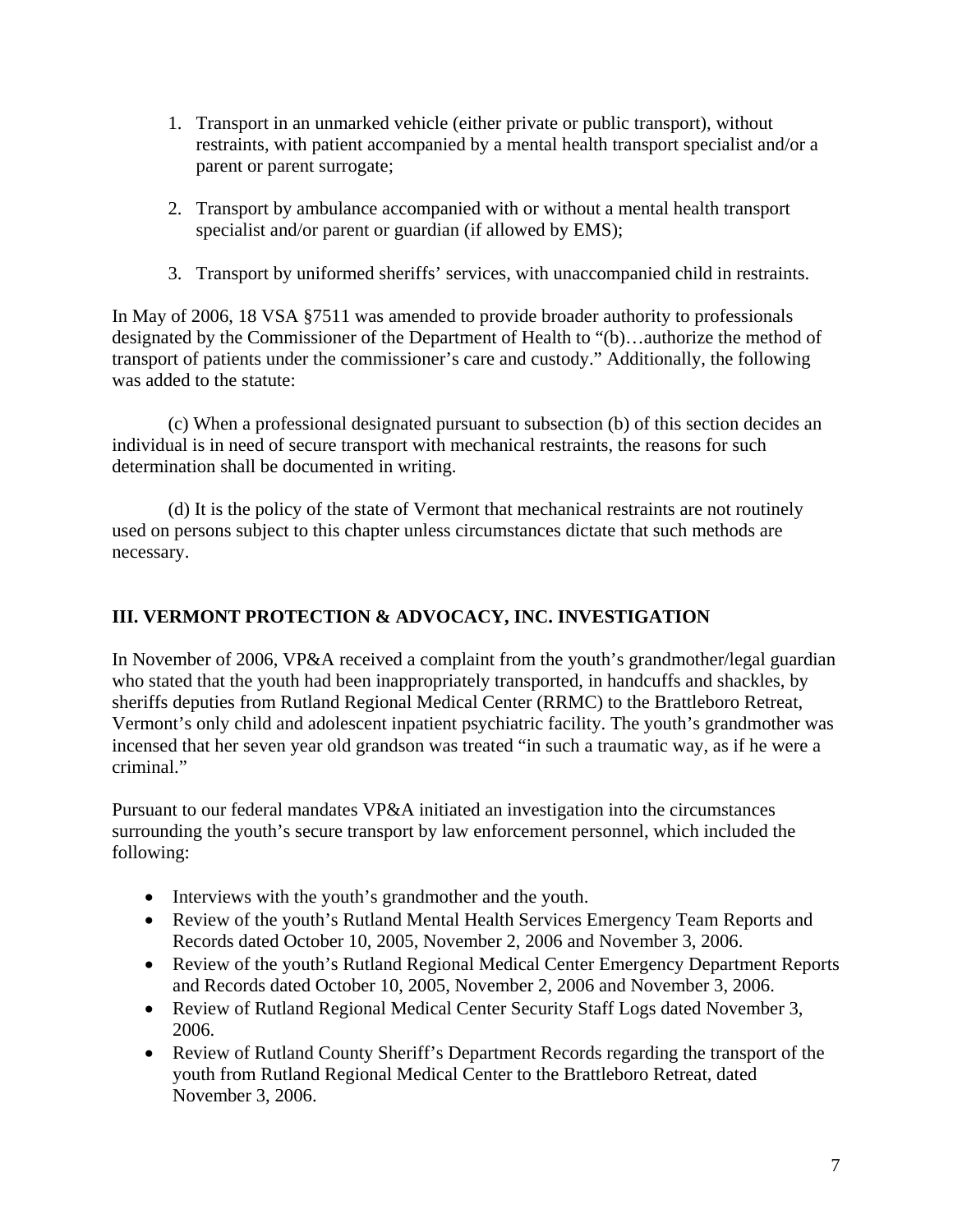1. Transport in an unmarked vehicle (either private or public transport), without restraints, with patient accompanied by a mental health transport specialist and/or a parent or parent surrogate;

2. Transport by ambulance accompanied with or without a mental health transport specialist and/or parent or guardian (if allowed by EMS);

3. Transport by uniformed sheriffs' services, with unaccompanied child in restraints.

In May of 2006, 18 VSA §7511 was amended to provide broader authority to professionals designated by the Commissioner of the Department of Health to "(b)…authorize the method of transport of patients under the commissioner's care and custody." Additionally, the following was added to the statute:

(c) When a professional designated pursuant to subsection (b) of this section decides an individual is in need of secure transport with mechanical restraints, the reasons for such determination shall be documented in writing.

(d) It is the policy of the state of Vermont that mechanical restraints are not routinely used on persons subject to this chapter unless circumstances dictate that such methods are necessary.

## III. VERMONT PROTECTION & ADVOCACY, INC. INVESTIGATION

In November of 2006, VP&A received a complaint from the youth's grandmother/legal guardian who stated that the youth had been inappropriately transported, in handcuffs and shackles, by sheriffs deputies from Rutland Regional Medical Center (RRMC) to the Brattleboro Retreat, Vermont's only child and adolescent inpatient psychiatric facility. The youth's grandmother was incensed that her seven year old grandson was treated "in such a traumatic way, as if he were a criminal."

Pursuant to our federal mandates VP&A initiated an investigation into the circumstances surrounding the youth's secure transport by law enforcement personnel, which included the following:

- Interviews with the youth's grandmother and the youth.
- Review of the youth's Rutland Mental Health Services Emergency Team Reports and Records dated October 10, 2005, November 2, 2006 and November 3, 2006.
- Review of the youth's Rutland Regional Medical Center Emergency Department Reports and Records dated October 10, 2005, November 2, 2006 and November 3, 2006.
- Review of Rutland Regional Medical Center Security Staff Logs dated November 3, 2006.
- Review of Rutland County Sheriff's Department Records regarding the transport of the youth from Rutland Regional Medical Center to the Brattleboro Retreat, dated November 3, 2006.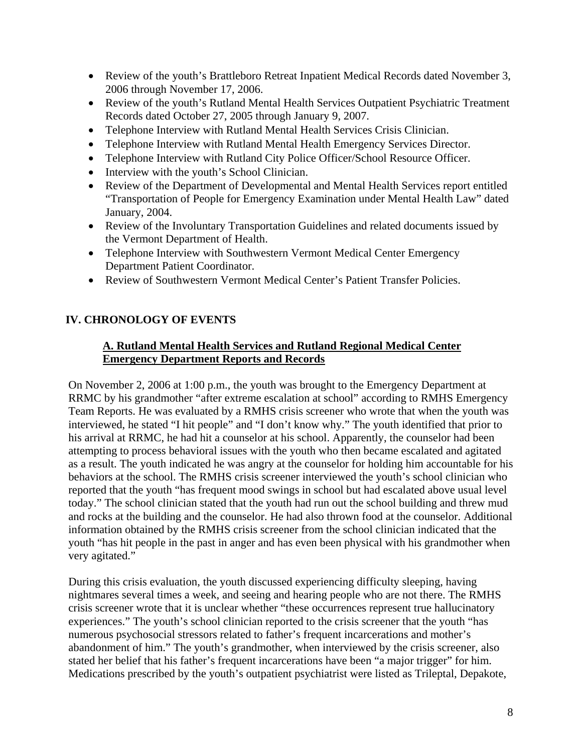- Review of the youth's Brattleboro Retreat Inpatient Medical Records dated November 3, 2006 through November 17, 2006.
- Review of the youth's Rutland Mental Health Services Outpatient Psychiatric Treatment Records dated October 27, 2005 through January 9, 2007.
- Telephone Interview with Rutland Mental Health Services Crisis Clinician.
- Telephone Interview with Rutland Mental Health Emergency Services Director.
- Telephone Interview with Rutland City Police Officer/School Resource Officer.
- Interview with the youth's School Clinician.
- Review of the Department of Developmental and Mental Health Services report entitled "Transportation of People for Emergency Examination under Mental Health Law" dated January, 2004.
- Review of the Involuntary Transportation Guidelines and related documents issued by the Vermont Department of Health.
- Telephone Interview with Southwestern Vermont Medical Center Emergency Department Patient Coordinator.
- Review of Southwestern Vermont Medical Center's Patient Transfer Policies.

## IV. CHRONOLOGY OF EVENTS

### A. Rutland Mental Health Services and Rutland Regional Medical Center Emergency Department Reports and Records

On November 2, 2006 at 1:00 p.m., the youth was brought to the Emergency Department at RRMC by his grandmother "after extreme escalation at school" according to RMHS Emergency Team Reports. He was evaluated by a RMHS crisis screener who wrote that when the youth was interviewed, he stated "I hit people" and "I don't know why." The youth identified that prior to his arrival at RRMC, he had hit a counselor at his school. Apparently, the counselor had been attempting to process behavioral issues with the youth who then became escalated and agitated as a result. The youth indicated he was angry at the counselor for holding him accountable for his behaviors at the school. The RMHS crisis screener interviewed the youth's school clinician who reported that the youth "has frequent mood swings in school but had escalated above usual level today." The school clinician stated that the youth had run out the school building and threw mud and rocks at the building and the counselor. He had also thrown food at the counselor. Additional information obtained by the RMHS crisis screener from the school clinician indicated that the youth "has hit people in the past in anger and has even been physical with his grandmother when very agitated."

During this crisis evaluation, the youth discussed experiencing difficulty sleeping, having nightmares several times a week, and seeing and hearing people who are not there. The RMHS crisis screener wrote that it is unclear whether "these occurrences represent true hallucinatory experiences." The youth's school clinician reported to the crisis screener that the youth "has numerous psychosocial stressors related to father's frequent incarcerations and mother's abandonment of him." The youth's grandmother, when interviewed by the crisis screener, also stated her belief that his father's frequent incarcerations have been "a major trigger" for him. Medications prescribed by the youth's outpatient psychiatrist were listed as Trileptal, Depakote,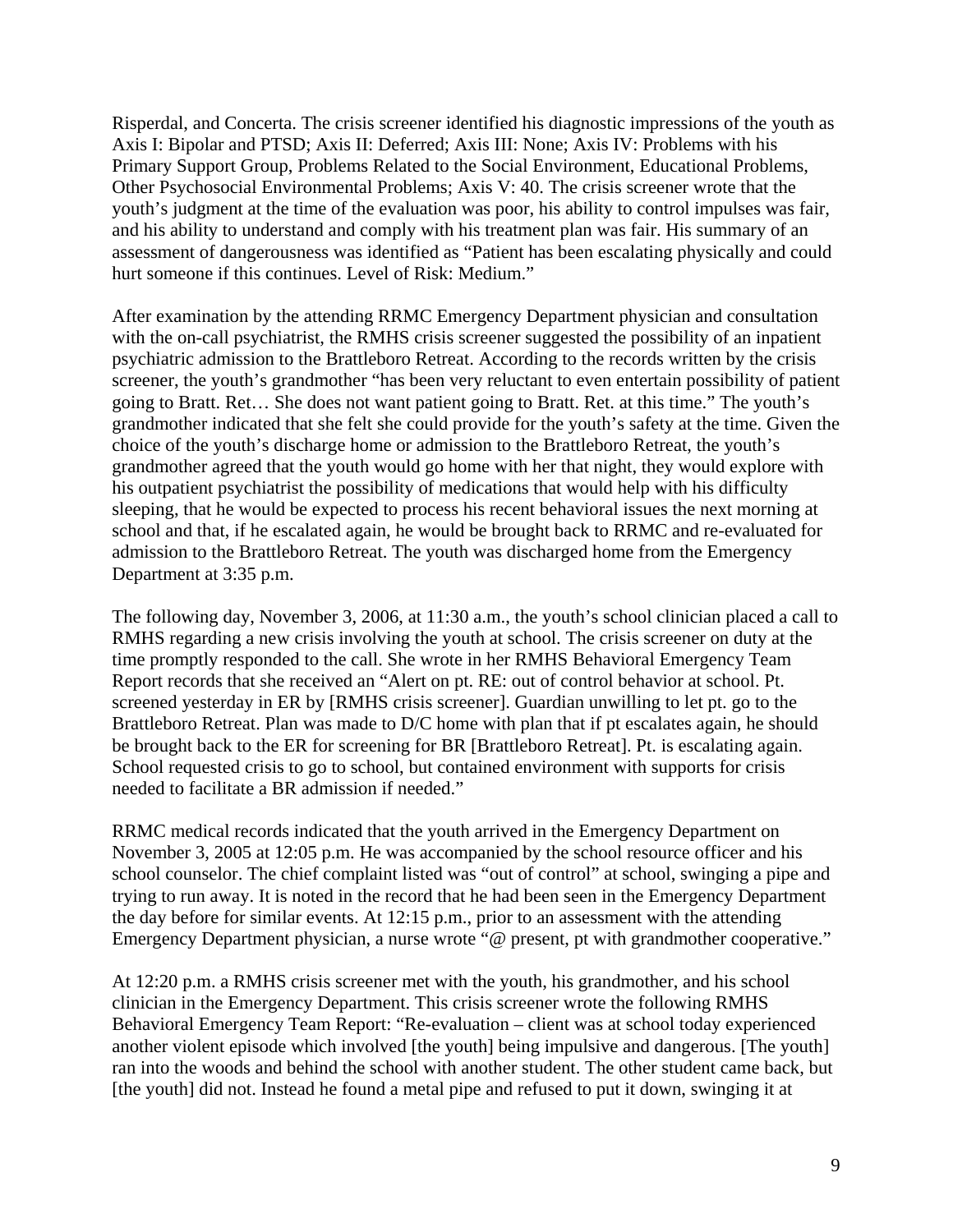Risperdal, and Concerta. The crisis screener identified his diagnostic impressions of the youth as Axis I: Bipolar and PTSD; Axis II: Deferred; Axis III: None; Axis IV: Problems with his Primary Support Group, Problems Related to the Social Environment, Educational Problems, Other Psychosocial Environmental Problems; Axis V: 40. The crisis screener wrote that the youth's judgment at the time of the evaluation was poor, his ability to control impulses was fair, and his ability to understand and comply with his treatment plan was fair. His summary of an assessment of dangerousness was identified as "Patient has been escalating physically and could hurt someone if this continues. Level of Risk: Medium."

After examination by the attending RRMC Emergency Department physician and consultation with the on-call psychiatrist, the RMHS crisis screener suggested the possibility of an inpatient psychiatric admission to the Brattleboro Retreat. According to the records written by the crisis screener, the youth's grandmother "has been very reluctant to even entertain possibility of patient going to Bratt. Ret… She does not want patient going to Bratt. Ret. at this time." The youth's grandmother indicated that she felt she could provide for the youth's safety at the time. Given the choice of the youth's discharge home or admission to the Brattleboro Retreat, the youth's grandmother agreed that the youth would go home with her that night, they would explore with his outpatient psychiatrist the possibility of medications that would help with his difficulty sleeping, that he would be expected to process his recent behavioral issues the next morning at school and that, if he escalated again, he would be brought back to RRMC and re-evaluated for admission to the Brattleboro Retreat. The youth was discharged home from the Emergency Department at 3:35 p.m.

The following day, November 3, 2006, at 11:30 a.m., the youth's school clinician placed a call to RMHS regarding a new crisis involving the youth at school. The crisis screener on duty at the time promptly responded to the call. She wrote in her RMHS Behavioral Emergency Team Report records that she received an "Alert on pt. RE: out of control behavior at school. Pt. screened yesterday in ER by [RMHS crisis screener]. Guardian unwilling to let pt. go to the Brattleboro Retreat. Plan was made to D/C home with plan that if pt escalates again, he should be brought back to the ER for screening for BR [Brattleboro Retreat]. Pt. is escalating again. School requested crisis to go to school, but contained environment with supports for crisis needed to facilitate a BR admission if needed."

RRMC medical records indicated that the youth arrived in the Emergency Department on November 3, 2005 at 12:05 p.m. He was accompanied by the school resource officer and his school counselor. The chief complaint listed was "out of control" at school, swinging a pipe and trying to run away. It is noted in the record that he had been seen in the Emergency Department the day before for similar events. At 12:15 p.m., prior to an assessment with the attending Emergency Department physician, a nurse wrote "@ present, pt with grandmother cooperative."

At 12:20 p.m. a RMHS crisis screener met with the youth, his grandmother, and his school clinician in the Emergency Department. This crisis screener wrote the following RMHS Behavioral Emergency Team Report: "Re-evaluation – client was at school today experienced another violent episode which involved [the youth] being impulsive and dangerous. [The youth] ran into the woods and behind the school with another student. The other student came back, but [the youth] did not. Instead he found a metal pipe and refused to put it down, swinging it at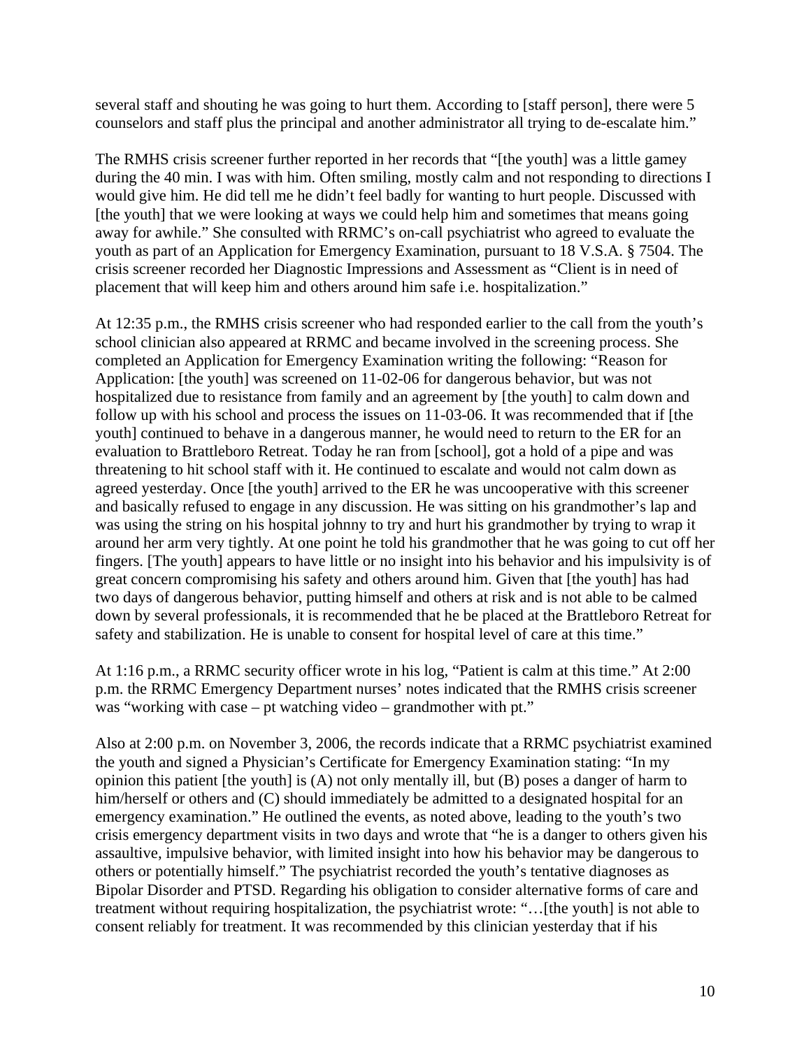several staff and shouting he was going to hurt them. According to [staff person], there were 5 counselors and staff plus the principal and another administrator all trying to de-escalate him."

The RMHS crisis screener further reported in her records that "[the youth] was a little gamey during the 40 min. I was with him. Often smiling, mostly calm and not responding to directions I would give him. He did tell me he didn't feel badly for wanting to hurt people. Discussed with [the youth] that we were looking at ways we could help him and sometimes that means going away for awhile." She consulted with RRMC's on-call psychiatrist who agreed to evaluate the youth as part of an Application for Emergency Examination, pursuant to 18 V.S.A. § 7504. The crisis screener recorded her Diagnostic Impressions and Assessment as "Client is in need of placement that will keep him and others around him safe i.e. hospitalization."

At 12:35 p.m., the RMHS crisis screener who had responded earlier to the call from the youth's school clinician also appeared at RRMC and became involved in the screening process. She completed an Application for Emergency Examination writing the following: "Reason for Application: [the youth] was screened on 11-02-06 for dangerous behavior, but was not hospitalized due to resistance from family and an agreement by [the youth] to calm down and follow up with his school and process the issues on 11-03-06. It was recommended that if [the youth] continued to behave in a dangerous manner, he would need to return to the ER for an evaluation to Brattleboro Retreat. Today he ran from [school], got a hold of a pipe and was threatening to hit school staff with it. He continued to escalate and would not calm down as agreed yesterday. Once [the youth] arrived to the ER he was uncooperative with this screener and basically refused to engage in any discussion. He was sitting on his grandmother's lap and was using the string on his hospital johnny to try and hurt his grandmother by trying to wrap it around her arm very tightly. At one point he told his grandmother that he was going to cut off her fingers. [The youth] appears to have little or no insight into his behavior and his impulsivity is of great concern compromising his safety and others around him. Given that [the youth] has had two days of dangerous behavior, putting himself and others at risk and is not able to be calmed down by several professionals, it is recommended that he be placed at the Brattleboro Retreat for safety and stabilization. He is unable to consent for hospital level of care at this time."

At 1:16 p.m., a RRMC security officer wrote in his log, "Patient is calm at this time." At 2:00 p.m. the RRMC Emergency Department nurses' notes indicated that the RMHS crisis screener was "working with case – pt watching video – grandmother with pt."

Also at 2:00 p.m. on November 3, 2006, the records indicate that a RRMC psychiatrist examined the youth and signed a Physician's Certificate for Emergency Examination stating: "In my opinion this patient [the youth] is (A) not only mentally ill, but (B) poses a danger of harm to him/herself or others and (C) should immediately be admitted to a designated hospital for an emergency examination." He outlined the events, as noted above, leading to the youth's two crisis emergency department visits in two days and wrote that "he is a danger to others given his assaultive, impulsive behavior, with limited insight into how his behavior may be dangerous to others or potentially himself." The psychiatrist recorded the youth's tentative diagnoses as Bipolar Disorder and PTSD. Regarding his obligation to consider alternative forms of care and treatment without requiring hospitalization, the psychiatrist wrote: "…[the youth] is not able to consent reliably for treatment. It was recommended by this clinician yesterday that if his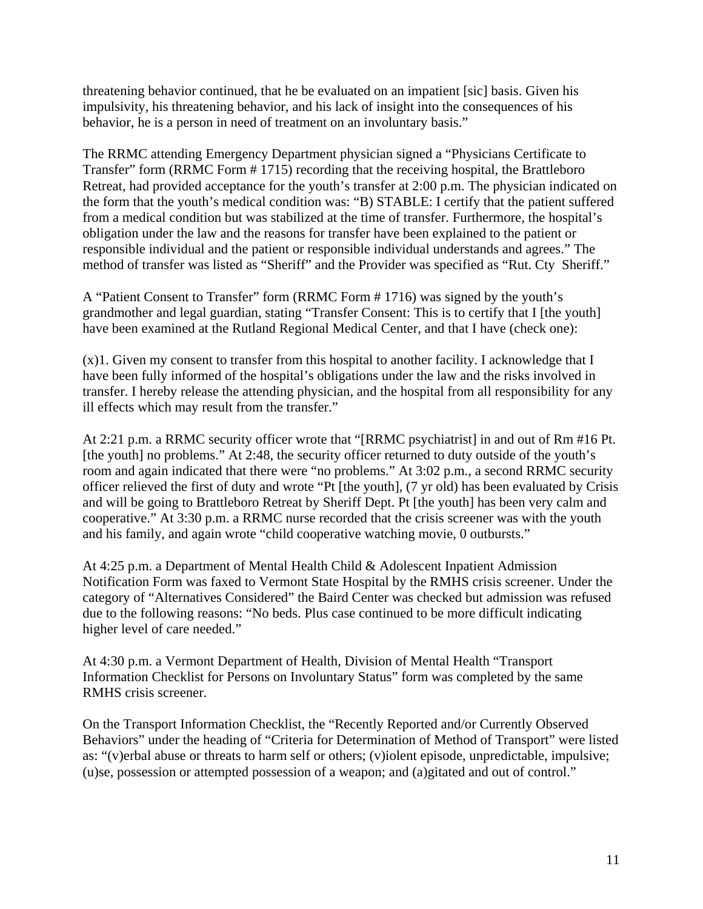threatening behavior continued, that he be evaluated on an impatient [sic] basis. Given his impulsivity, his threatening behavior, and his lack of insight into the consequences of his behavior, he is a person in need of treatment on an involuntary basis."

The RRMC attending Emergency Department physician signed a "Physicians Certificate to Transfer" form (RRMC Form # 1715) recording that the receiving hospital, the Brattleboro Retreat, had provided acceptance for the youth's transfer at 2:00 p.m. The physician indicated on the form that the youth's medical condition was: "B) STABLE: I certify that the patient suffered from a medical condition but was stabilized at the time of transfer. Furthermore, the hospital's obligation under the law and the reasons for transfer have been explained to the patient or responsible individual and the patient or responsible individual understands and agrees." The method of transfer was listed as "Sheriff" and the Provider was specified as "Rut. Cty Sheriff."

A "Patient Consent to Transfer" form (RRMC Form # 1716) was signed by the youth's grandmother and legal guardian, stating "Transfer Consent: This is to certify that I [the youth] have been examined at the Rutland Regional Medical Center, and that I have (check one):

(x)1. Given my consent to transfer from this hospital to another facility. I acknowledge that I have been fully informed of the hospital's obligations under the law and the risks involved in transfer. I hereby release the attending physician, and the hospital from all responsibility for any ill effects which may result from the transfer."

At 2:21 p.m. a RRMC security officer wrote that "[RRMC psychiatrist] in and out of Rm #16 Pt. [the youth] no problems." At 2:48, the security officer returned to duty outside of the youth's room and again indicated that there were "no problems." At 3:02 p.m., a second RRMC security officer relieved the first of duty and wrote "Pt [the youth], (7 yr old) has been evaluated by Crisis and will be going to Brattleboro Retreat by Sheriff Dept. Pt [the youth] has been very calm and cooperative." At 3:30 p.m. a RRMC nurse recorded that the crisis screener was with the youth and his family, and again wrote "child cooperative watching movie, 0 outbursts."

At 4:25 p.m. a Department of Mental Health Child & Adolescent Inpatient Admission Notification Form was faxed to Vermont State Hospital by the RMHS crisis screener. Under the category of "Alternatives Considered" the Baird Center was checked but admission was refused due to the following reasons: "No beds. Plus case continued to be more difficult indicating higher level of care needed."

At 4:30 p.m. a Vermont Department of Health, Division of Mental Health "Transport Information Checklist for Persons on Involuntary Status" form was completed by the same RMHS crisis screener.

On the Transport Information Checklist, the "Recently Reported and/or Currently Observed Behaviors" under the heading of "Criteria for Determination of Method of Transport" were listed as: "(v)erbal abuse or threats to harm self or others; (v)iolent episode, unpredictable, impulsive; (u)se, possession or attempted possession of a weapon; and (a)gitated and out of control."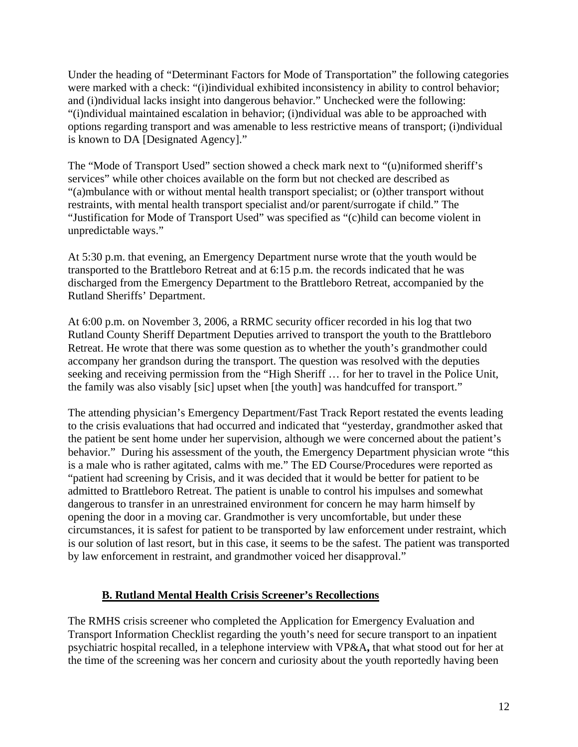Under the heading of "Determinant Factors for Mode of Transportation" the following categories were marked with a check: "(i)ndividual exhibited inconsistency in ability to control behavior; and (i)ndividual lacks insight into dangerous behavior." Unchecked were the following: "(i)ndividual maintained escalation in behavior; (i)ndividual was able to be approached with options regarding transport and was amenable to less restrictive means of transport; (i)ndividual is known to DA [Designated Agency]."

The "Mode of Transport Used" section showed a check mark next to "(u)niformed sheriff's services" while other choices available on the form but not checked are described as "(a)mbulance with or without mental health transport specialist; or (o)ther transport without restraints, with mental health transport specialist and/or parent/surrogate if child." The "Justification for Mode of Transport Used" was specified as "(c)hild can become violent in unpredictable ways."

At 5:30 p.m. that evening, an Emergency Department nurse wrote that the youth would be transported to the Brattleboro Retreat and at 6:15 p.m. the records indicated that he was discharged from the Emergency Department to the Brattleboro Retreat, accompanied by the Rutland Sheriffs' Department.

At 6:00 p.m. on November 3, 2006, a RRMC security officer recorded in his log that two Rutland County Sheriff Department Deputies arrived to transport the youth to the Brattleboro Retreat. He wrote that there was some question as to whether the youth's grandmother could accompany her grandson during the transport. The question was resolved with the deputies seeking and receiving permission from the "High Sheriff … for her to travel in the Police Unit, the family was also visably [sic] upset when [the youth] was handcuffed for transport."

The attending physician's Emergency Department/Fast Track Report restated the events leading to the crisis evaluations that had occurred and indicated that "yesterday, grandmother asked that the patient be sent home under her supervision, although we were concerned about the patient's behavior." During his assessment of the youth, the Emergency Department physician wrote "this is a male who is rather agitated, calms with me." The ED Course/Procedures were reported as "patient had screening by Crisis, and it was decided that it would be better for patient to be admitted to Brattleboro Retreat. The patient is unable to control his impulses and somewhat dangerous to transfer in an unrestrained environment for concern he may harm himself by opening the door in a moving car. Grandmother is very uncomfortable, but under these circumstances, it is safest for patient to be transported by law enforcement under restraint, which is our solution of last resort, but in this case, it seems to be the safest. The patient was transported by law enforcement in restraint, and grandmother voiced her disapproval."

## B. Rutland Mental Health Crisis Screener's Recollections

The RMHS crisis screener who completed the Application for Emergency Evaluation and Transport Information Checklist regarding the youth's need for secure transport to an inpatient psychiatric hospital recalled, in a telephone interview with VP&A**,** that what stood out for her at the time of the screening was her concern and curiosity about the youth reportedly having been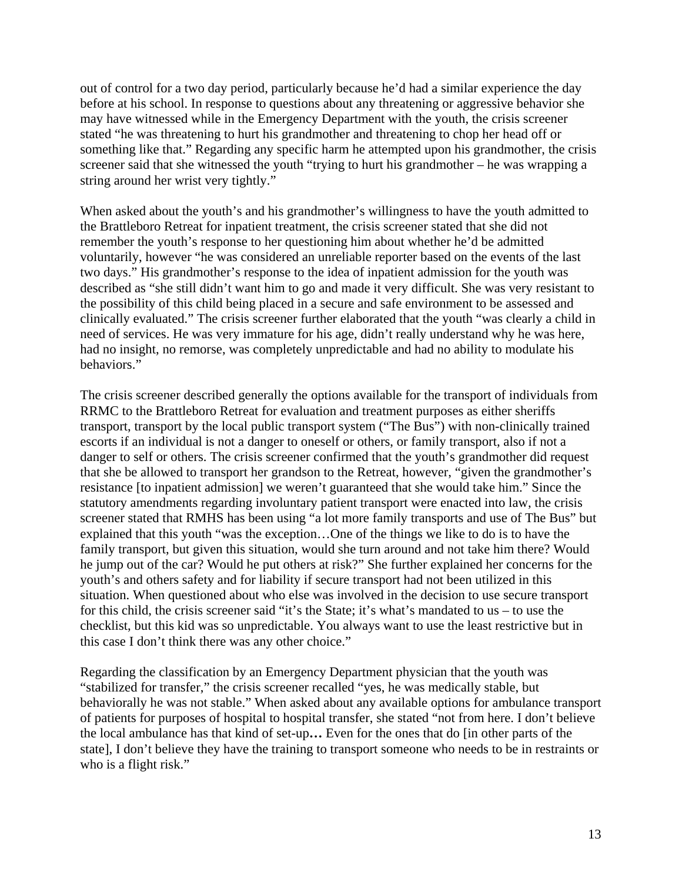out of control for a two day period, particularly because he'd had a similar experience the day before at his school. In response to questions about any threatening or aggressive behavior she may have witnessed while in the Emergency Department with the youth, the crisis screener stated "he was threatening to hurt his grandmother and threatening to chop her head off or something like that." Regarding any specific harm he attempted upon his grandmother, the crisis screener said that she witnessed the youth "trying to hurt his grandmother – he was wrapping a string around her wrist very tightly."

When asked about the youth's and his grandmother's willingness to have the youth admitted to the Brattleboro Retreat for inpatient treatment, the crisis screener stated that she did not remember the youth's response to her questioning him about whether he'd be admitted voluntarily, however "he was considered an unreliable reporter based on the events of the last two days." His grandmother's response to the idea of inpatient admission for the youth was described as "she still didn't want him to go and made it very difficult. She was very resistant to the possibility of this child being placed in a secure and safe environment to be assessed and clinically evaluated." The crisis screener further elaborated that the youth "was clearly a child in need of services. He was very immature for his age, didn't really understand why he was here, had no insight, no remorse, was completely unpredictable and had no ability to modulate his behaviors."

The crisis screener described generally the options available for the transport of individuals from RRMC to the Brattleboro Retreat for evaluation and treatment purposes as either sheriffs transport, transport by the local public transport system ("The Bus") with non-clinically trained escorts if an individual is not a danger to oneself or others, or family transport, also if not a danger to self or others. The crisis screener confirmed that the youth's grandmother did request that she be allowed to transport her grandson to the Retreat, however, "given the grandmother's resistance [to inpatient admission] we weren't guaranteed that she would take him." Since the statutory amendments regarding involuntary patient transport were enacted into law, the crisis screener stated that RMHS has been using "a lot more family transports and use of The Bus" but explained that this youth "was the exception…One of the things we like to do is to have the family transport, but given this situation, would she turn around and not take him there? Would he jump out of the car? Would he put others at risk?" She further explained her concerns for the youth's and others safety and for liability if secure transport had not been utilized in this situation. When questioned about who else was involved in the decision to use secure transport for this child, the crisis screener said "it's the State; it's what's mandated to us – to use the checklist, but this kid was so unpredictable. You always want to use the least restrictive but in this case I don't think there was any other choice."

Regarding the classification by an Emergency Department physician that the youth was "stabilized for transfer," the crisis screener recalled "yes, he was medically stable, but behaviorally he was not stable." When asked about any available options for ambulance transport of patients for purposes of hospital to hospital transfer, she stated "not from here. I don't believe the local ambulance has that kind of set-up**…** Even for the ones that do [in other parts of the state], I don't believe they have the training to transport someone who needs to be in restraints or who is a flight risk."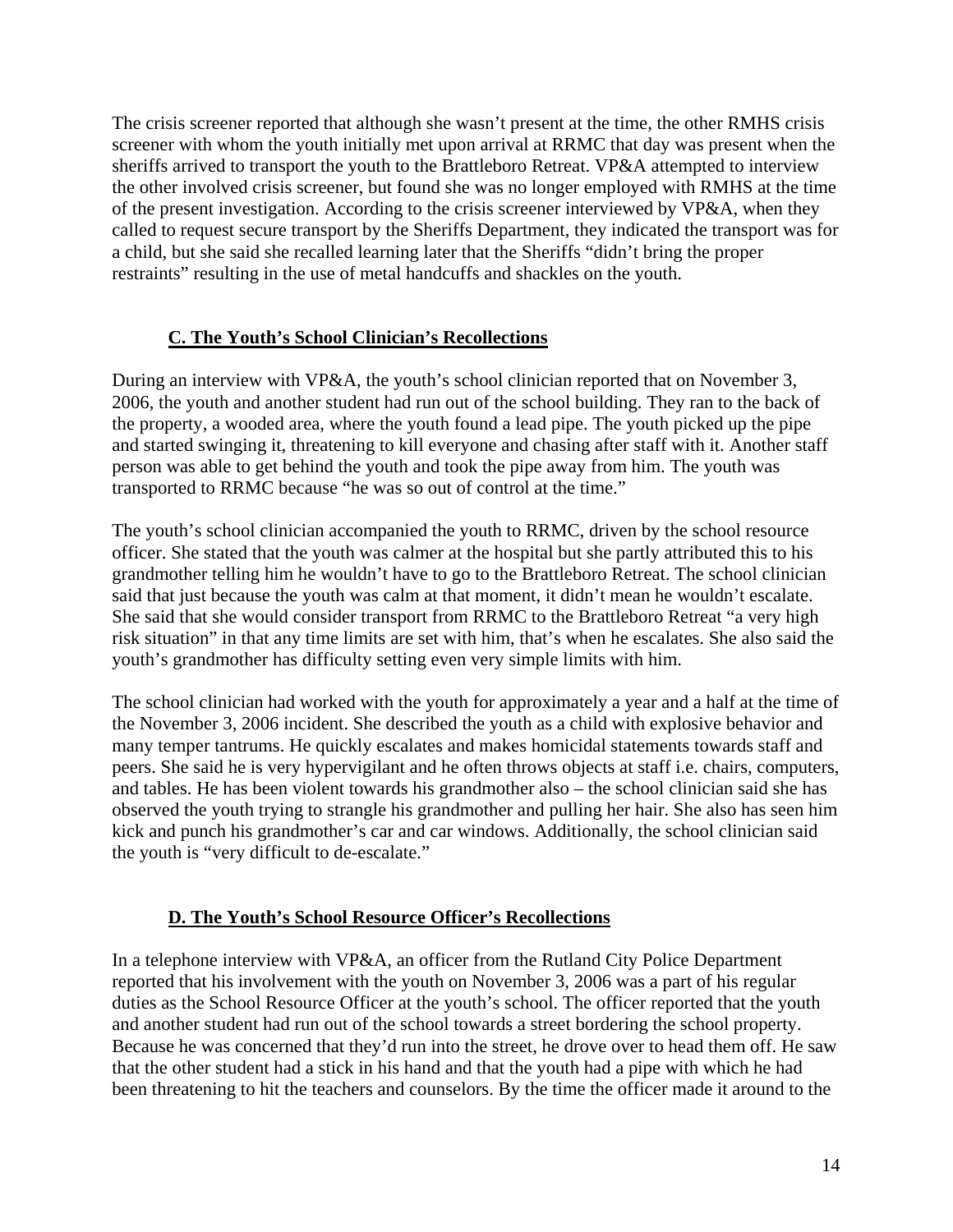The crisis screener reported that although she wasn't present at the time, the other RMHS crisis screener with whom the youth initially met upon arrival at RRMC that day was present when the sheriffs arrived to transport the youth to the Brattleboro Retreat. VP&A attempted to interview the other involved crisis screener, but found she was no longer employed with RMHS at the time of the present investigation. According to the crisis screener interviewed by VP&A, when they called to request secure transport by the Sheriffs Department, they indicated the transport was for a child, but she said she recalled learning later that the Sheriffs "didn't bring the proper restraints" resulting in the use of metal handcuffs and shackles on the youth.

### C. The Youth's School Clinician's Recollections

During an interview with VP&A, the youth's school clinician reported that on November 3, 2006, the youth and another student had run out of the school building. They ran to the back of the property, a wooded area, where the youth found a lead pipe. The youth picked up the pipe and started swinging it, threatening to kill everyone and chasing after staff with it. Another staff person was able to get behind the youth and took the pipe away from him. The youth was transported to RRMC because "he was so out of control at the time."

The youth's school clinician accompanied the youth to RRMC, driven by the school resource officer. She stated that the youth was calmer at the hospital but she partly attributed this to his grandmother telling him he wouldn't have to go to the Brattleboro Retreat. The school clinician said that just because the youth was calm at that moment, it didn't mean he wouldn't escalate. She said that she would consider transport from RRMC to the Brattleboro Retreat "a very high risk situation" in that any time limits are set with him, that's when he escalates. She also said the youth's grandmother has difficulty setting even very simple limits with him.

The school clinician had worked with the youth for approximately a year and a half at the time of the November 3, 2006 incident. She described the youth as a child with explosive behavior and many temper tantrums. He quickly escalates and makes homicidal statements towards staff and peers. She said he is very hypervigilant and he often throws objects at staff i.e. chairs, computers, and tables. He has been violent towards his grandmother also – the school clinician said she has observed the youth trying to strangle his grandmother and pulling her hair. She also has seen him kick and punch his grandmother's car and car windows. Additionally, the school clinician said the youth is "very difficult to de-escalate."

### D. The Youth's School Resource Officer's Recollections

In a telephone interview with VP&A, an officer from the Rutland City Police Department reported that his involvement with the youth on November 3, 2006 was a part of his regular duties as the School Resource Officer at the youth's school. The officer reported that the youth and another student had run out of the school towards a street bordering the school property. Because he was concerned that they'd run into the street, he drove over to head them off. He saw that the other student had a stick in his hand and that the youth had a pipe with which he had been threatening to hit the teachers and counselors. By the time the officer made it around to the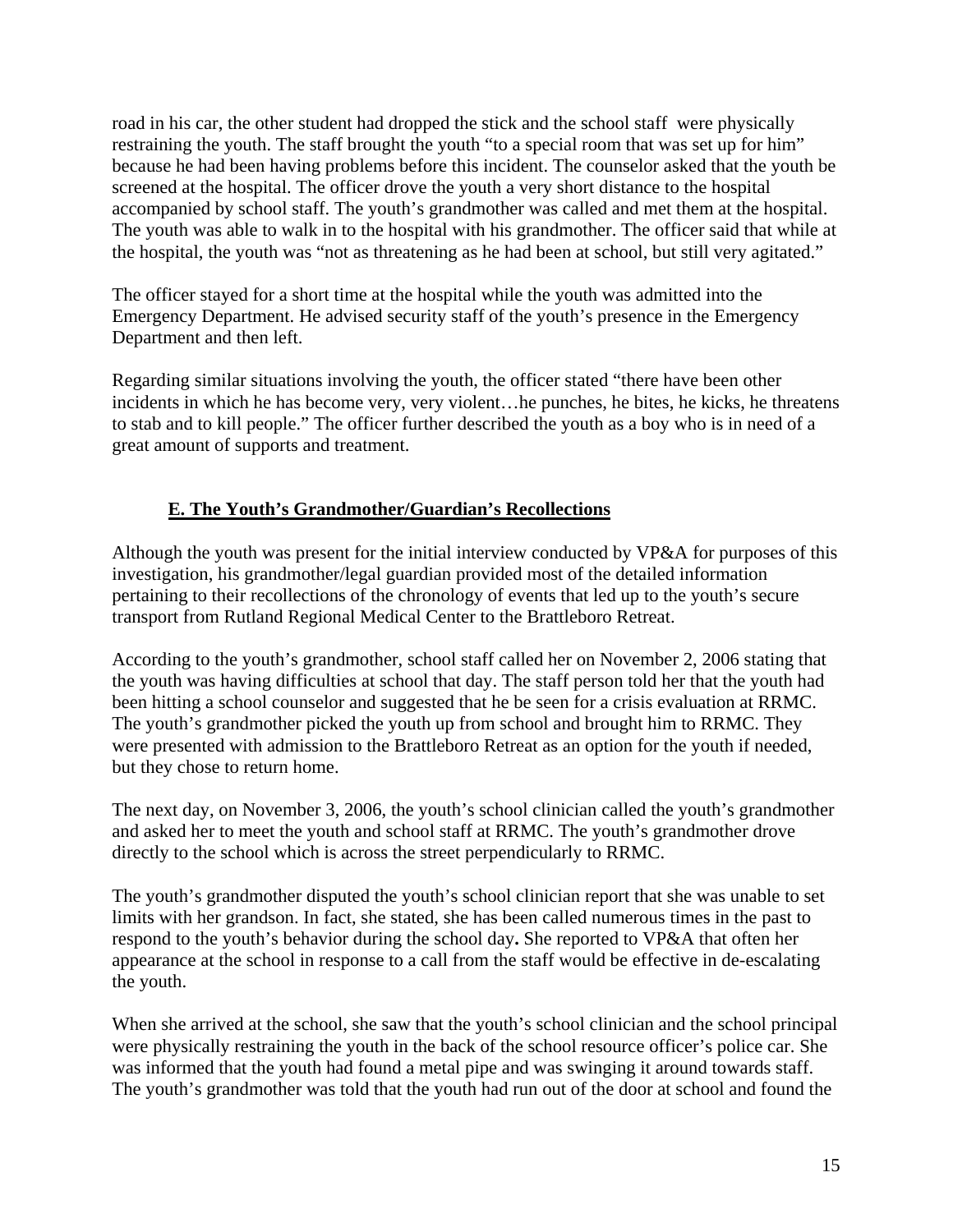road in his car, the other student had dropped the stick and the school staff were physically restraining the youth. The staff brought the youth "to a special room that was set up for him" because he had been having problems before this incident. The counselor asked that the youth be screened at the hospital. The officer drove the youth a very short distance to the hospital accompanied by school staff. The youth's grandmother was called and met them at the hospital. The youth was able to walk in to the hospital with his grandmother. The officer said that while at the hospital, the youth was "not as threatening as he had been at school, but still very agitated."

The officer stayed for a short time at the hospital while the youth was admitted into the Emergency Department. He advised security staff of the youth's presence in the Emergency Department and then left.

Regarding similar situations involving the youth, the officer stated "there have been other incidents in which he has become very, very violent…he punches, he bites, he kicks, he threatens to stab and to kill people." The officer further described the youth as a boy who is in need of a great amount of supports and treatment.

### E. The Youth's Grandmother/Guardian's Recollections

Although the youth was present for the initial interview conducted by VP&A for purposes of this investigation, his grandmother/legal guardian provided most of the detailed information pertaining to their recollections of the chronology of events that led up to the youth's secure transport from Rutland Regional Medical Center to the Brattleboro Retreat.

According to the youth's grandmother, school staff called her on November 2, 2006 stating that the youth was having difficulties at school that day. The staff person told her that the youth had been hitting a school counselor and suggested that he be seen for a crisis evaluation at RRMC. The youth's grandmother picked the youth up from school and brought him to RRMC. They were presented with admission to the Brattleboro Retreat as an option for the youth if needed, but they chose to return home.

The next day, on November 3, 2006, the youth's school clinician called the youth's grandmother and asked her to meet the youth and school staff at RRMC. The youth's grandmother drove directly to the school which is across the street perpendicularly to RRMC.

The youth's grandmother disputed the youth's school clinician report that she was unable to set limits with her grandson. In fact, she stated, she has been called numerous times in the past to respond to the youth's behavior during the school day**.** She reported to VP&A that often her appearance at the school in response to a call from the staff would be effective in de-escalating the youth.

When she arrived at the school, she saw that the youth's school clinician and the school principal were physically restraining the youth in the back of the school resource officer's police car. She was informed that the youth had found a metal pipe and was swinging it around towards staff. The youth's grandmother was told that the youth had run out of the door at school and found the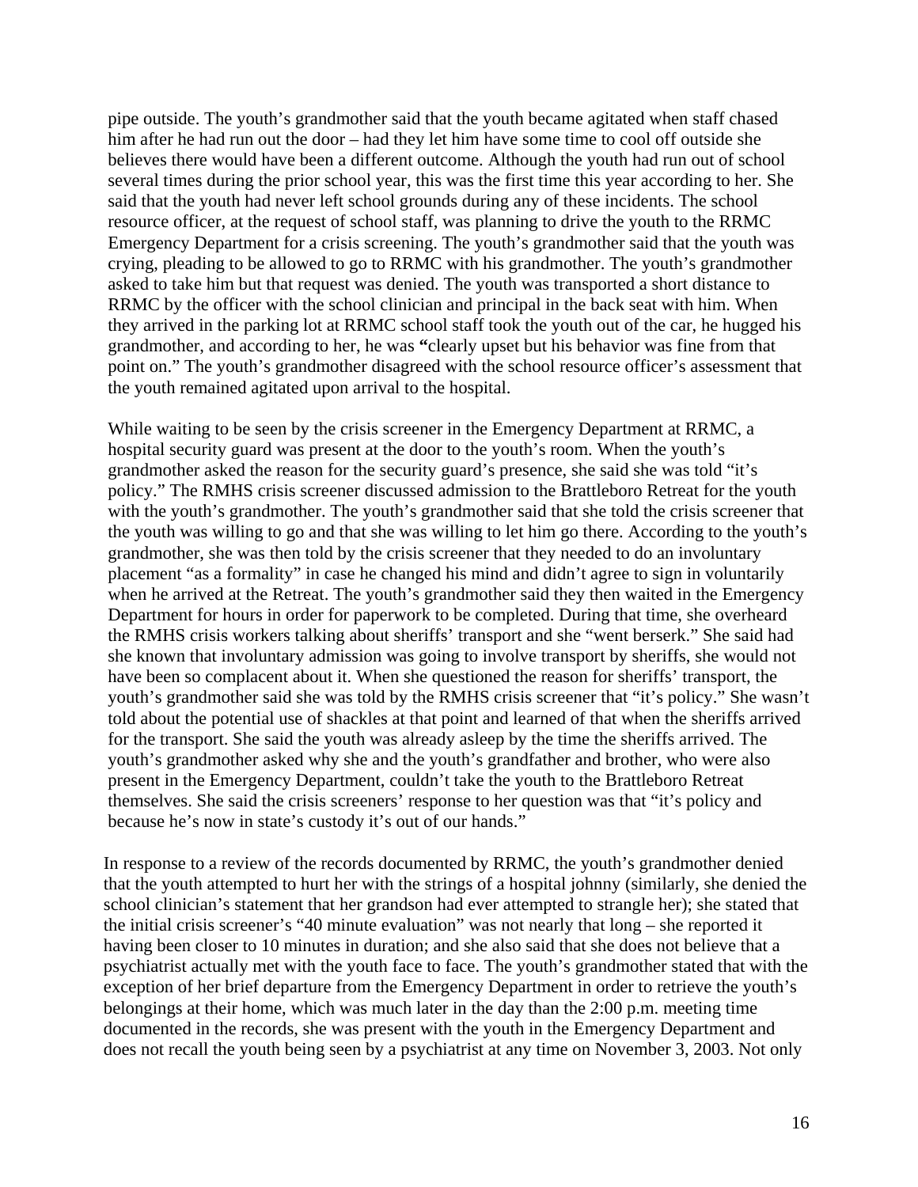pipe outside. The youth's grandmother said that the youth became agitated when staff chased him after he had run out the door – had they let him have some time to cool off outside she believes there would have been a different outcome. Although the youth had run out of school several times during the prior school year, this was the first time this year according to her. She said that the youth had never left school grounds during any of these incidents. The school resource officer, at the request of school staff, was planning to drive the youth to the RRMC Emergency Department for a crisis screening. The youth's grandmother said that the youth was crying, pleading to be allowed to go to RRMC with his grandmother. The youth's grandmother asked to take him but that request was denied. The youth was transported a short distance to RRMC by the officer with the school clinician and principal in the back seat with him. When they arrived in the parking lot at RRMC school staff took the youth out of the car, he hugged his grandmother, and according to her, he was **"**clearly upset but his behavior was fine from that point on." The youth's grandmother disagreed with the school resource officer's assessment that the youth remained agitated upon arrival to the hospital.

While waiting to be seen by the crisis screener in the Emergency Department at RRMC, a hospital security guard was present at the door to the youth's room. When the youth's grandmother asked the reason for the security guard's presence, she said she was told "it's policy." The RMHS crisis screener discussed admission to the Brattleboro Retreat for the youth with the youth's grandmother. The youth's grandmother said that she told the crisis screener that the youth was willing to go and that she was willing to let him go there. According to the youth's grandmother, she was then told by the crisis screener that they needed to do an involuntary placement "as a formality" in case he changed his mind and didn't agree to sign in voluntarily when he arrived at the Retreat. The youth's grandmother said they then waited in the Emergency Department for hours in order for paperwork to be completed. During that time, she overheard the RMHS crisis workers talking about sheriffs' transport and she "went berserk." She said had she known that involuntary admission was going to involve transport by sheriffs, she would not have been so complacent about it. When she questioned the reason for sheriffs' transport, the youth's grandmother said she was told by the RMHS crisis screener that "it's policy." She wasn't told about the potential use of shackles at that point and learned of that when the sheriffs arrived for the transport. She said the youth was already asleep by the time the sheriffs arrived. The youth's grandmother asked why she and the youth's grandfather and brother, who were also present in the Emergency Department, couldn't take the youth to the Brattleboro Retreat themselves. She said the crisis screeners' response to her question was that "it's policy and because he's now in state's custody it's out of our hands."

In response to a review of the records documented by RRMC, the youth's grandmother denied that the youth attempted to hurt her with the strings of a hospital johnny (similarly, she denied the school clinician's statement that her grandson had ever attempted to strangle her); she stated that the initial crisis screener's "40 minute evaluation" was not nearly that long – she reported it having been closer to 10 minutes in duration; and she also said that she does not believe that a psychiatrist actually met with the youth face to face. The youth's grandmother stated that with the exception of her brief departure from the Emergency Department in order to retrieve the youth's belongings at their home, which was much later in the day than the 2:00 p.m. meeting time documented in the records, she was present with the youth in the Emergency Department and does not recall the youth being seen by a psychiatrist at any time on November 3, 2003. Not only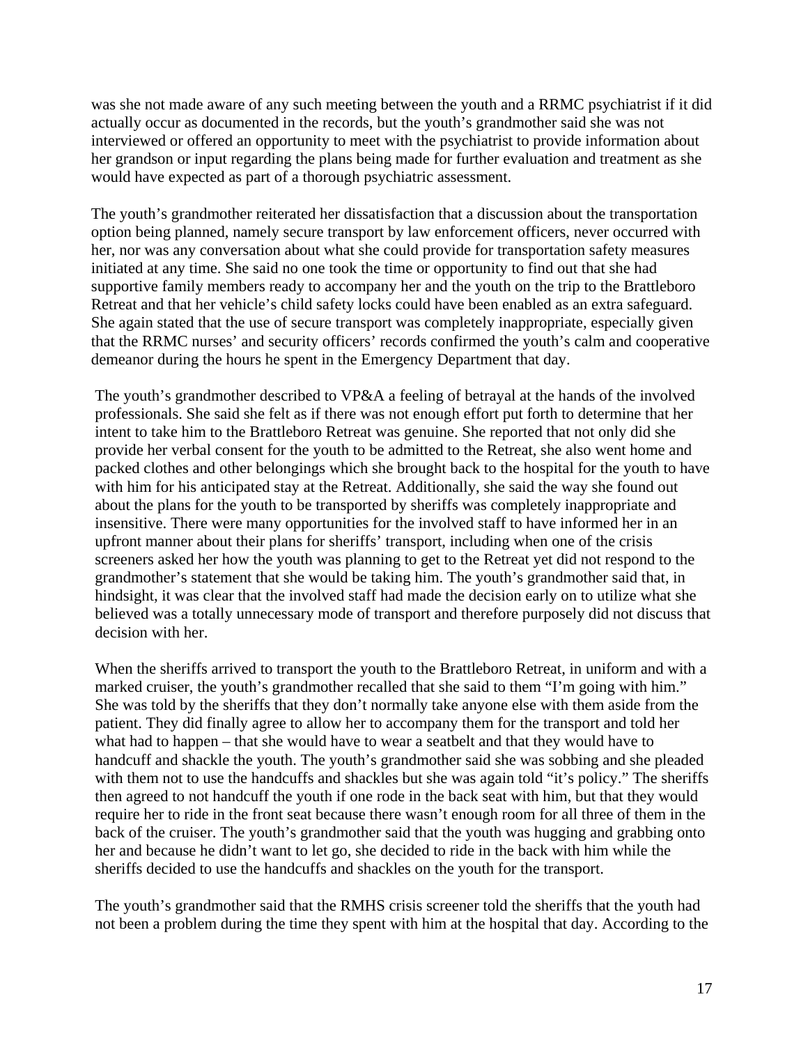was she not made aware of any such meeting between the youth and a RRMC psychiatrist if it did actually occur as documented in the records, but the youth's grandmother said she was not interviewed or offered an opportunity to meet with the psychiatrist to provide information about her grandson or input regarding the plans being made for further evaluation and treatment as she would have expected as part of a thorough psychiatric assessment.

The youth's grandmother reiterated her dissatisfaction that a discussion about the transportation option being planned, namely secure transport by law enforcement officers, never occurred with her, nor was any conversation about what she could provide for transportation safety measures initiated at any time. She said no one took the time or opportunity to find out that she had supportive family members ready to accompany her and the youth on the trip to the Brattleboro Retreat and that her vehicle's child safety locks could have been enabled as an extra safeguard. She again stated that the use of secure transport was completely inappropriate, especially given that the RRMC nurses' and security officers' records confirmed the youth's calm and cooperative demeanor during the hours he spent in the Emergency Department that day.

The youth's grandmother described to VP&A a feeling of betrayal at the hands of the involved professionals. She said she felt as if there was not enough effort put forth to determine that her intent to take him to the Brattleboro Retreat was genuine. She reported that not only did she provide her verbal consent for the youth to be admitted to the Retreat, she also went home and packed clothes and other belongings which she brought back to the hospital for the youth to have with him for his anticipated stay at the Retreat. Additionally, she said the way she found out about the plans for the youth to be transported by sheriffs was completely inappropriate and insensitive. There were many opportunities for the involved staff to have informed her in an upfront manner about their plans for sheriffs' transport, including when one of the crisis screeners asked her how the youth was planning to get to the Retreat yet did not respond to the grandmother's statement that she would be taking him. The youth's grandmother said that, in hindsight, it was clear that the involved staff had made the decision early on to utilize what she believed was a totally unnecessary mode of transport and therefore purposely did not discuss that decision with her.

When the sheriffs arrived to transport the youth to the Brattleboro Retreat, in uniform and with a marked cruiser, the youth's grandmother recalled that she said to them "I'm going with him." She was told by the sheriffs that they don't normally take anyone else with them aside from the patient. They did finally agree to allow her to accompany them for the transport and told her what had to happen – that she would have to wear a seatbelt and that they would have to handcuff and shackle the youth. The youth's grandmother said she was sobbing and she pleaded with them not to use the handcuffs and shackles but she was again told "it's policy." The sheriffs then agreed to not handcuff the youth if one rode in the back seat with him, but that they would require her to ride in the front seat because there wasn't enough room for all three of them in the back of the cruiser. The youth's grandmother said that the youth was hugging and grabbing onto her and because he didn't want to let go, she decided to ride in the back with him while the sheriffs decided to use the handcuffs and shackles on the youth for the transport.

The youth's grandmother said that the RMHS crisis screener told the sheriffs that the youth had not been a problem during the time they spent with him at the hospital that day. According to the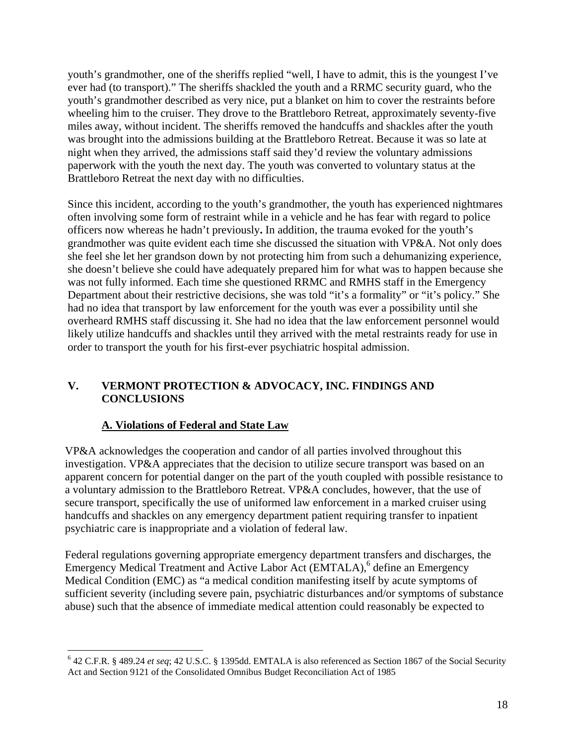youth's grandmother, one of the sheriffs replied "well, I have to admit, this is the youngest I've ever had (to transport)." The sheriffs shackled the youth and a RRMC security guard, who the youth's grandmother described as very nice, put a blanket on him to cover the restraints before wheeling him to the cruiser. They drove to the Brattleboro Retreat, approximately seventy-five miles away, without incident. The sheriffs removed the handcuffs and shackles after the youth was brought into the admissions building at the Brattleboro Retreat. Because it was so late at night when they arrived, the admissions staff said they'd review the voluntary admissions paperwork with the youth the next day. The youth was converted to voluntary status at the Brattleboro Retreat the next day with no difficulties.

Since this incident, according to the youth's grandmother, the youth has experienced nightmares often involving some form of restraint while in a vehicle and he has fear with regard to police officers now whereas he hadn't previously**.** In addition, the trauma evoked for the youth's grandmother was quite evident each time she discussed the situation with VP&A. Not only does she feel she let her grandson down by not protecting him from such a dehumanizing experience, she doesn't believe she could have adequately prepared him for what was to happen because she was not fully informed. Each time she questioned RRMC and RMHS staff in the Emergency Department about their restrictive decisions, she was told "it's a formality" or "it's policy." She had no idea that transport by law enforcement for the youth was ever a possibility until she overheard RMHS staff discussing it. She had no idea that the law enforcement personnel would likely utilize handcuffs and shackles until they arrived with the metal restraints ready for use in order to transport the youth for his first-ever psychiatric hospital admission.

## V. VERMONT PROTECTION & ADVOCACY, INC. FINDINGS AND CONCLUSIONS

### A. Violations of Federal and State Law

VP&A acknowledges the cooperation and candor of all parties involved throughout this investigation. VP&A appreciates that the decision to utilize secure transport was based on an apparent concern for potential danger on the part of the youth coupled with possible resistance to a voluntary admission to the Brattleboro Retreat. VP&A concludes, however, that the use of secure transport, specifically the use of uniformed law enforcement in a marked cruiser using handcuffs and shackles on any emergency department patient requiring transfer to inpatient psychiatric care is inappropriate and a violation of federal law.

Federal regulations governing appropriate emergency department transfers and discharges, the Emergency Medical Treatment and Active Labor Act (EMTALA),[6] define an Emergency Medical Condition (EMC) as "a medical condition manifesting itself by acute symptoms of sufficient severity (including severe pain, psychiatric disturbances and/or symptoms of substance abuse) such that the absence of immediate medical attention could reasonably be expected to

---

[6] 42 C.F.R. § 489.24 *et seq*; 42 U.S.C. § 1395dd. EMTALA is also referenced as Section 1867 of the Social Security Act and Section 9121 of the Consolidated Omnibus Budget Reconciliation Act of 1985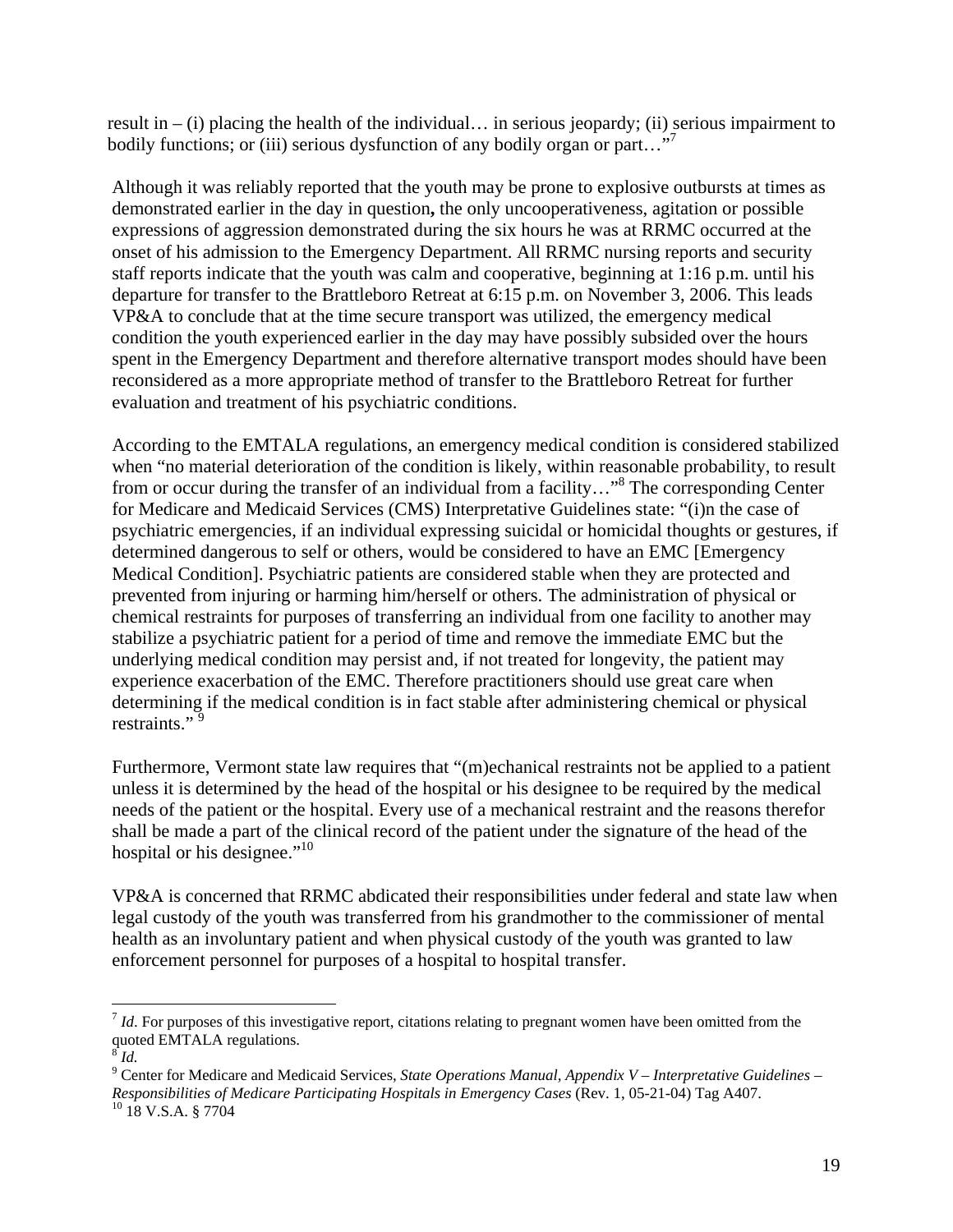result in – (i) placing the health of the individual… in serious jeopardy; (ii) serious impairment to bodily functions; or (iii) serious dysfunction of any bodily organ or part…"[7]

Although it was reliably reported that the youth may be prone to explosive outbursts at times as demonstrated earlier in the day in question**,** the only uncooperativeness, agitation or possible expressions of aggression demonstrated during the six hours he was at RRMC occurred at the onset of his admission to the Emergency Department. All RRMC nursing reports and security staff reports indicate that the youth was calm and cooperative, beginning at 1:16 p.m. until his departure for transfer to the Brattleboro Retreat at 6:15 p.m. on November 3, 2006. This leads VP&A to conclude that at the time secure transport was utilized, the emergency medical condition the youth experienced earlier in the day may have possibly subsided over the hours spent in the Emergency Department and therefore alternative transport modes should have been reconsidered as a more appropriate method of transfer to the Brattleboro Retreat for further evaluation and treatment of his psychiatric conditions.

According to the EMTALA regulations, an emergency medical condition is considered stabilized when "no material deterioration of the condition is likely, within reasonable probability, to result from or occur during the transfer of an individual from a facility…"[8] The corresponding Center for Medicare and Medicaid Services (CMS) Interpretative Guidelines state: "(i)n the case of psychiatric emergencies, if an individual expressing suicidal or homicidal thoughts or gestures, if determined dangerous to self or others, would be considered to have an EMC [Emergency Medical Condition]. Psychiatric patients are considered stable when they are protected and prevented from injuring or harming him/herself or others. The administration of physical or chemical restraints for purposes of transferring an individual from one facility to another may stabilize a psychiatric patient for a period of time and remove the immediate EMC but the underlying medical condition may persist and, if not treated for longevity, the patient may experience exacerbation of the EMC. Therefore practitioners should use great care when determining if the medical condition is in fact stable after administering chemical or physical restraints." [9]

Furthermore, Vermont state law requires that "(m)echanical restraints not be applied to a patient unless it is determined by the head of the hospital or his designee to be required by the medical needs of the patient or the hospital. Every use of a mechanical restraint and the reasons therefor shall be made a part of the clinical record of the patient under the signature of the head of the hospital or his designee."[10]

VP&A is concerned that RRMC abdicated their responsibilities under federal and state law when legal custody of the youth was transferred from his grandmother to the commissioner of mental health as an involuntary patient and when physical custody of the youth was granted to law enforcement personnel for purposes of a hospital to hospital transfer.

---

[7] *Id*. For purposes of this investigative report, citations relating to pregnant women have been omitted from the quoted EMTALA regulations.

[8] *Id.*

[9] Center for Medicare and Medicaid Services, *State Operations Manual, Appendix V – Interpretative Guidelines – Responsibilities of Medicare Participating Hospitals in Emergency Cases* (Rev. 1, 05-21-04) Tag A407.

[10] 18 V.S.A. § 7704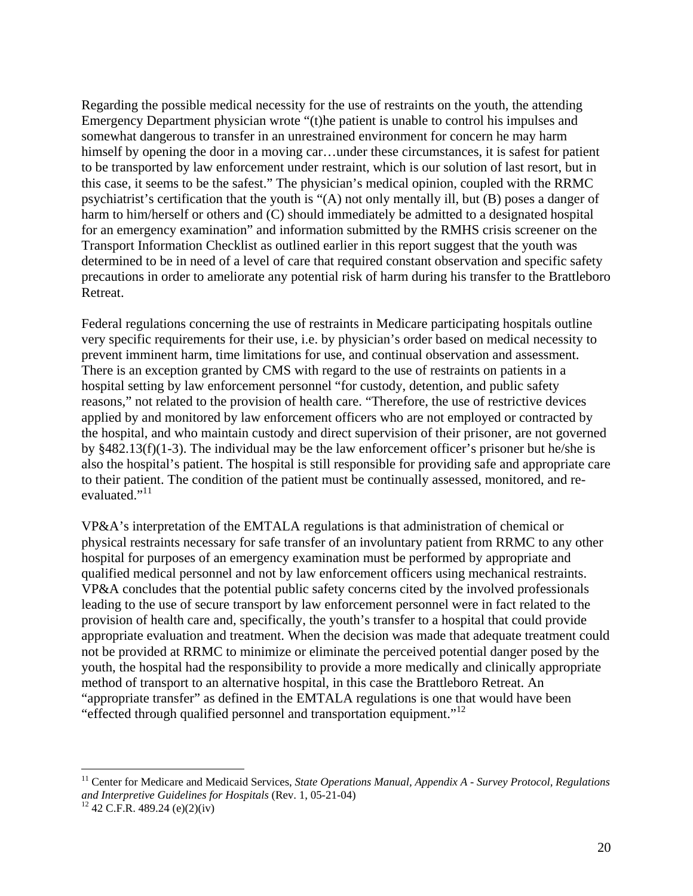Regarding the possible medical necessity for the use of restraints on the youth, the attending Emergency Department physician wrote "(t)he patient is unable to control his impulses and somewhat dangerous to transfer in an unrestrained environment for concern he may harm himself by opening the door in a moving car…under these circumstances, it is safest for patient to be transported by law enforcement under restraint, which is our solution of last resort, but in this case, it seems to be the safest." The physician's medical opinion, coupled with the RRMC psychiatrist's certification that the youth is "(A) not only mentally ill, but (B) poses a danger of harm to him/herself or others and (C) should immediately be admitted to a designated hospital for an emergency examination" and information submitted by the RMHS crisis screener on the Transport Information Checklist as outlined earlier in this report suggest that the youth was determined to be in need of a level of care that required constant observation and specific safety precautions in order to ameliorate any potential risk of harm during his transfer to the Brattleboro Retreat.

Federal regulations concerning the use of restraints in Medicare participating hospitals outline very specific requirements for their use, i.e. by physician's order based on medical necessity to prevent imminent harm, time limitations for use, and continual observation and assessment. There is an exception granted by CMS with regard to the use of restraints on patients in a hospital setting by law enforcement personnel "for custody, detention, and public safety reasons," not related to the provision of health care. "Therefore, the use of restrictive devices applied by and monitored by law enforcement officers who are not employed or contracted by the hospital, and who maintain custody and direct supervision of their prisoner, are not governed by §482.13(f)(1-3). The individual may be the law enforcement officer's prisoner but he/she is also the hospital's patient. The hospital is still responsible for providing safe and appropriate care to their patient. The condition of the patient must be continually assessed, monitored, and re-evaluated."[11]

VP&A's interpretation of the EMTALA regulations is that administration of chemical or physical restraints necessary for safe transfer of an involuntary patient from RRMC to any other hospital for purposes of an emergency examination must be performed by appropriate and qualified medical personnel and not by law enforcement officers using mechanical restraints. VP&A concludes that the potential public safety concerns cited by the involved professionals leading to the use of secure transport by law enforcement personnel were in fact related to the provision of health care and, specifically, the youth's transfer to a hospital that could provide appropriate evaluation and treatment. When the decision was made that adequate treatment could not be provided at RRMC to minimize or eliminate the perceived potential danger posed by the youth, the hospital had the responsibility to provide a more medically and clinically appropriate method of transport to an alternative hospital, in this case the Brattleboro Retreat. An "appropriate transfer" as defined in the EMTALA regulations is one that would have been "effected through qualified personnel and transportation equipment."[12]

---

[11] Center for Medicare and Medicaid Services, *State Operations Manual, Appendix A - Survey Protocol, Regulations and Interpretive Guidelines for Hospitals* (Rev. 1, 05-21-04)

[12] 42 C.F.R. 489.24 (e)(2)(iv)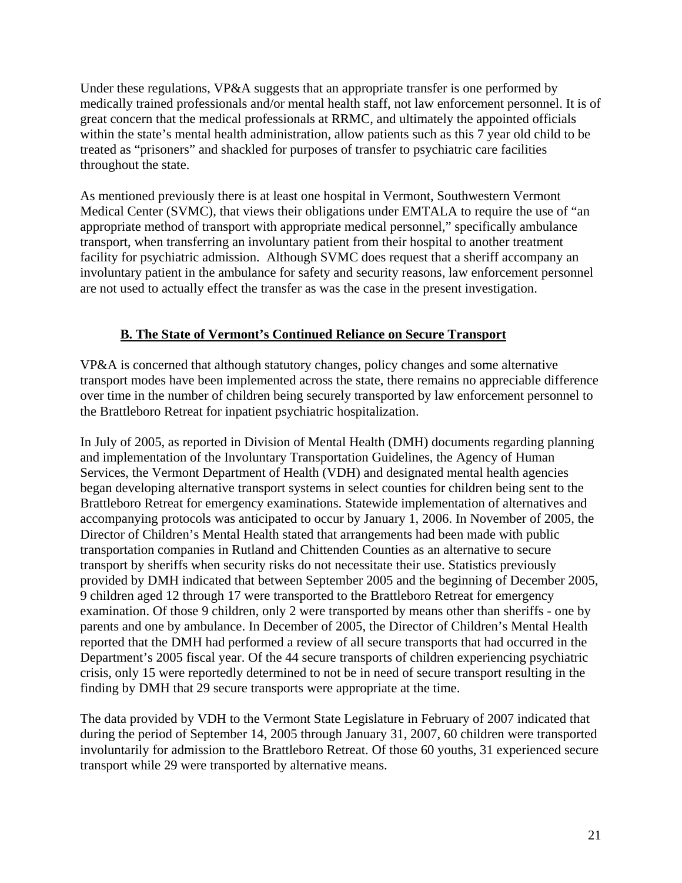Under these regulations, VP&A suggests that an appropriate transfer is one performed by medically trained professionals and/or mental health staff, not law enforcement personnel. It is of great concern that the medical professionals at RRMC, and ultimately the appointed officials within the state's mental health administration, allow patients such as this 7 year old child to be treated as "prisoners" and shackled for purposes of transfer to psychiatric care facilities throughout the state.

As mentioned previously there is at least one hospital in Vermont, Southwestern Vermont Medical Center (SVMC), that views their obligations under EMTALA to require the use of "an appropriate method of transport with appropriate medical personnel," specifically ambulance transport, when transferring an involuntary patient from their hospital to another treatment facility for psychiatric admission. Although SVMC does request that a sheriff accompany an involuntary patient in the ambulance for safety and security reasons, law enforcement personnel are not used to actually effect the transfer as was the case in the present investigation.

### B. The State of Vermont's Continued Reliance on Secure Transport

VP&A is concerned that although statutory changes, policy changes and some alternative transport modes have been implemented across the state, there remains no appreciable difference over time in the number of children being securely transported by law enforcement personnel to the Brattleboro Retreat for inpatient psychiatric hospitalization.

In July of 2005, as reported in Division of Mental Health (DMH) documents regarding planning and implementation of the Involuntary Transportation Guidelines, the Agency of Human Services, the Vermont Department of Health (VDH) and designated mental health agencies began developing alternative transport systems in select counties for children being sent to the Brattleboro Retreat for emergency examinations. Statewide implementation of alternatives and accompanying protocols was anticipated to occur by January 1, 2006. In November of 2005, the Director of Children's Mental Health stated that arrangements had been made with public transportation companies in Rutland and Chittenden Counties as an alternative to secure transport by sheriffs when security risks do not necessitate their use. Statistics previously provided by DMH indicated that between September 2005 and the beginning of December 2005, 9 children aged 12 through 17 were transported to the Brattleboro Retreat for emergency examination. Of those 9 children, only 2 were transported by means other than sheriffs - one by parents and one by ambulance. In December of 2005, the Director of Children's Mental Health reported that the DMH had performed a review of all secure transports that had occurred in the Department's 2005 fiscal year. Of the 44 secure transports of children experiencing psychiatric crisis, only 15 were reportedly determined to not be in need of secure transport resulting in the finding by DMH that 29 secure transports were appropriate at the time.

The data provided by VDH to the Vermont State Legislature in February of 2007 indicated that during the period of September 14, 2005 through January 31, 2007, 60 children were transported involuntarily for admission to the Brattleboro Retreat. Of those 60 youths, 31 experienced secure transport while 29 were transported by alternative means.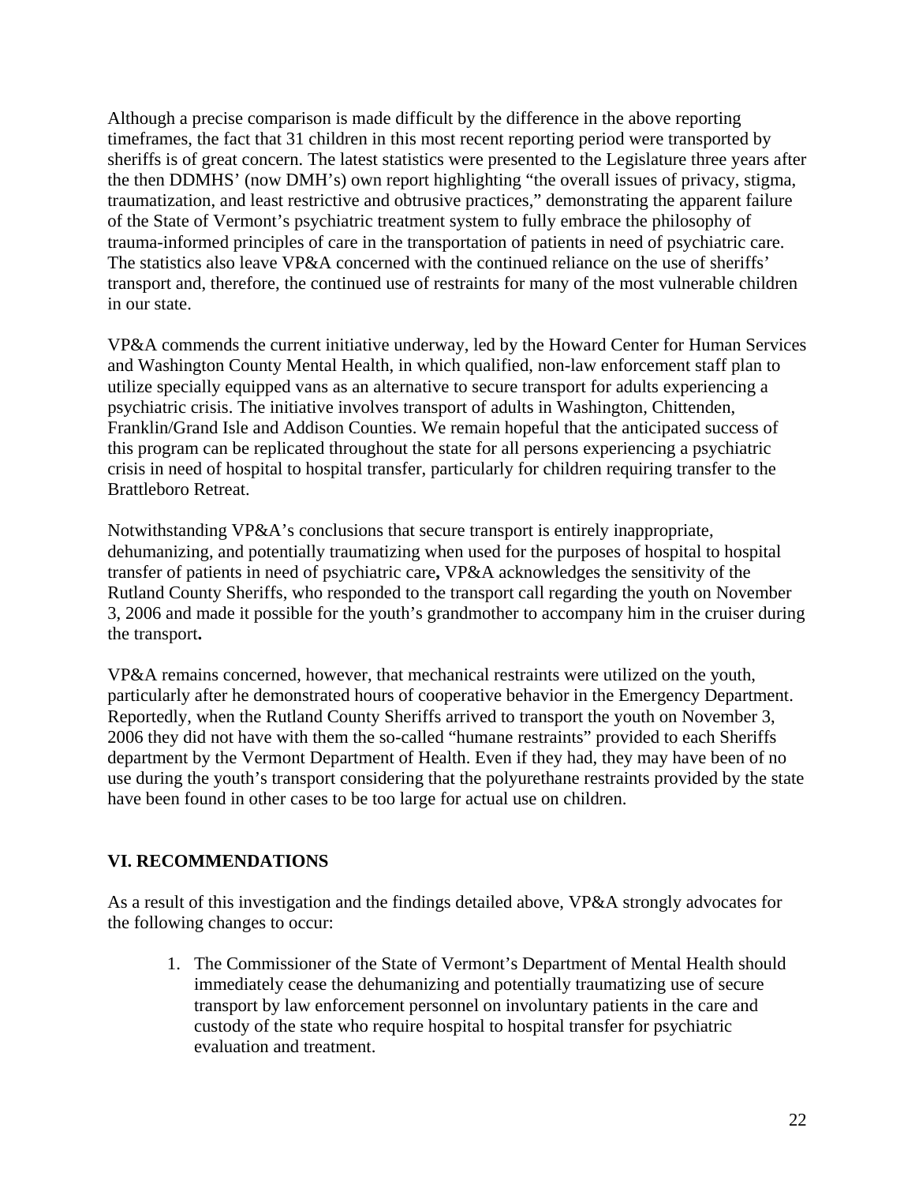Although a precise comparison is made difficult by the difference in the above reporting timeframes, the fact that 31 children in this most recent reporting period were transported by sheriffs is of great concern. The latest statistics were presented to the Legislature three years after the then DDMHS' (now DMH's) own report highlighting "the overall issues of privacy, stigma, traumatization, and least restrictive and obtrusive practices," demonstrating the apparent failure of the State of Vermont's psychiatric treatment system to fully embrace the philosophy of trauma-informed principles of care in the transportation of patients in need of psychiatric care. The statistics also leave VP&A concerned with the continued reliance on the use of sheriffs' transport and, therefore, the continued use of restraints for many of the most vulnerable children in our state.

VP&A commends the current initiative underway, led by the Howard Center for Human Services and Washington County Mental Health, in which qualified, non-law enforcement staff plan to utilize specially equipped vans as an alternative to secure transport for adults experiencing a psychiatric crisis. The initiative involves transport of adults in Washington, Chittenden, Franklin/Grand Isle and Addison Counties. We remain hopeful that the anticipated success of this program can be replicated throughout the state for all persons experiencing a psychiatric crisis in need of hospital to hospital transfer, particularly for children requiring transfer to the Brattleboro Retreat.

Notwithstanding VP&A's conclusions that secure transport is entirely inappropriate, dehumanizing, and potentially traumatizing when used for the purposes of hospital to hospital transfer of patients in need of psychiatric care**,** VP&A acknowledges the sensitivity of the Rutland County Sheriffs, who responded to the transport call regarding the youth on November 3, 2006 and made it possible for the youth's grandmother to accompany him in the cruiser during the transport**.**

VP&A remains concerned, however, that mechanical restraints were utilized on the youth, particularly after he demonstrated hours of cooperative behavior in the Emergency Department. Reportedly, when the Rutland County Sheriffs arrived to transport the youth on November 3, 2006 they did not have with them the so-called "humane restraints" provided to each Sheriffs department by the Vermont Department of Health. Even if they had, they may have been of no use during the youth's transport considering that the polyurethane restraints provided by the state have been found in other cases to be too large for actual use on children.

## VI. RECOMMENDATIONS

As a result of this investigation and the findings detailed above, VP&A strongly advocates for the following changes to occur:

1. The Commissioner of the State of Vermont's Department of Mental Health should immediately cease the dehumanizing and potentially traumatizing use of secure transport by law enforcement personnel on involuntary patients in the care and custody of the state who require hospital to hospital transfer for psychiatric evaluation and treatment.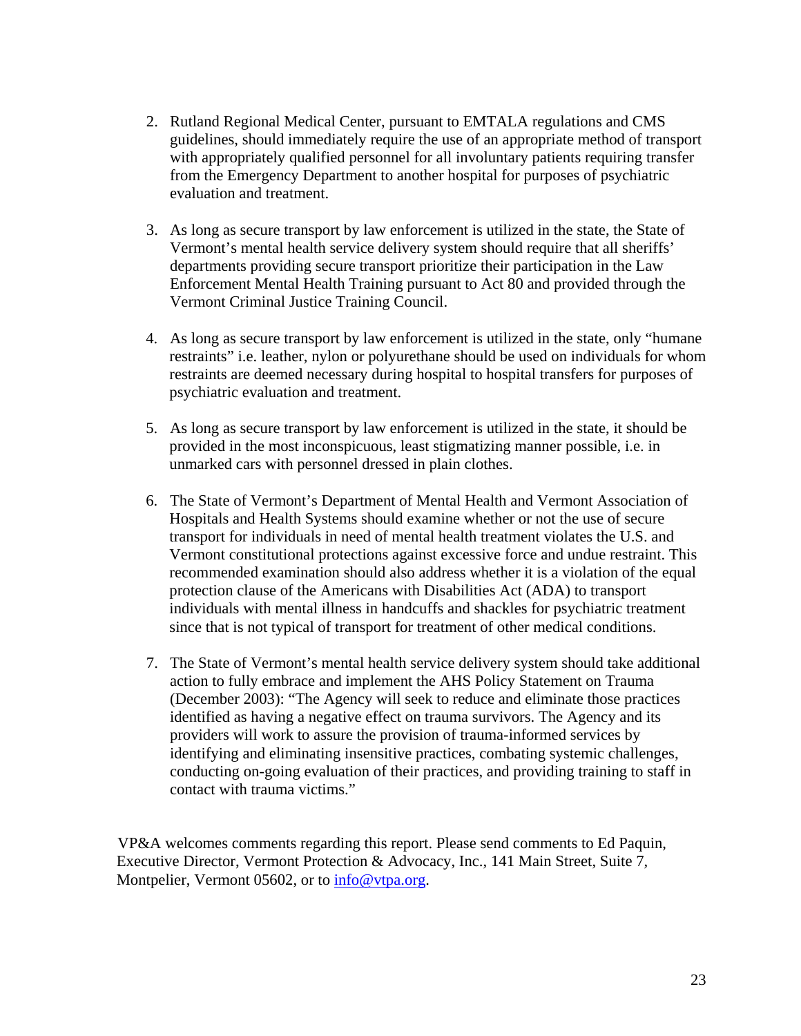2. Rutland Regional Medical Center, pursuant to EMTALA regulations and CMS guidelines, should immediately require the use of an appropriate method of transport with appropriately qualified personnel for all involuntary patients requiring transfer from the Emergency Department to another hospital for purposes of psychiatric evaluation and treatment.

3. As long as secure transport by law enforcement is utilized in the state, the State of Vermont's mental health service delivery system should require that all sheriffs' departments providing secure transport prioritize their participation in the Law Enforcement Mental Health Training pursuant to Act 80 and provided through the Vermont Criminal Justice Training Council.

4. As long as secure transport by law enforcement is utilized in the state, only "humane restraints" i.e. leather, nylon or polyurethane should be used on individuals for whom restraints are deemed necessary during hospital to hospital transfers for purposes of psychiatric evaluation and treatment.

5. As long as secure transport by law enforcement is utilized in the state, it should be provided in the most inconspicuous, least stigmatizing manner possible, i.e. in unmarked cars with personnel dressed in plain clothes.

6. The State of Vermont's Department of Mental Health and Vermont Association of Hospitals and Health Systems should examine whether or not the use of secure transport for individuals in need of mental health treatment violates the U.S. and Vermont constitutional protections against excessive force and undue restraint. This recommended examination should also address whether it is a violation of the equal protection clause of the Americans with Disabilities Act (ADA) to transport individuals with mental illness in handcuffs and shackles for psychiatric treatment since that is not typical of transport for treatment of other medical conditions.

7. The State of Vermont's mental health service delivery system should take additional action to fully embrace and implement the AHS Policy Statement on Trauma (December 2003): "The Agency will seek to reduce and eliminate those practices identified as having a negative effect on trauma survivors. The Agency and its providers will work to assure the provision of trauma-informed services by identifying and eliminating insensitive practices, combating systemic challenges, conducting on-going evaluation of their practices, and providing training to staff in contact with trauma victims."

VP&A welcomes comments regarding this report. Please send comments to Ed Paquin, Executive Director, Vermont Protection & Advocacy, Inc., 141 Main Street, Suite 7, Montpelier, Vermont 05602, or to info@vtpa.org.